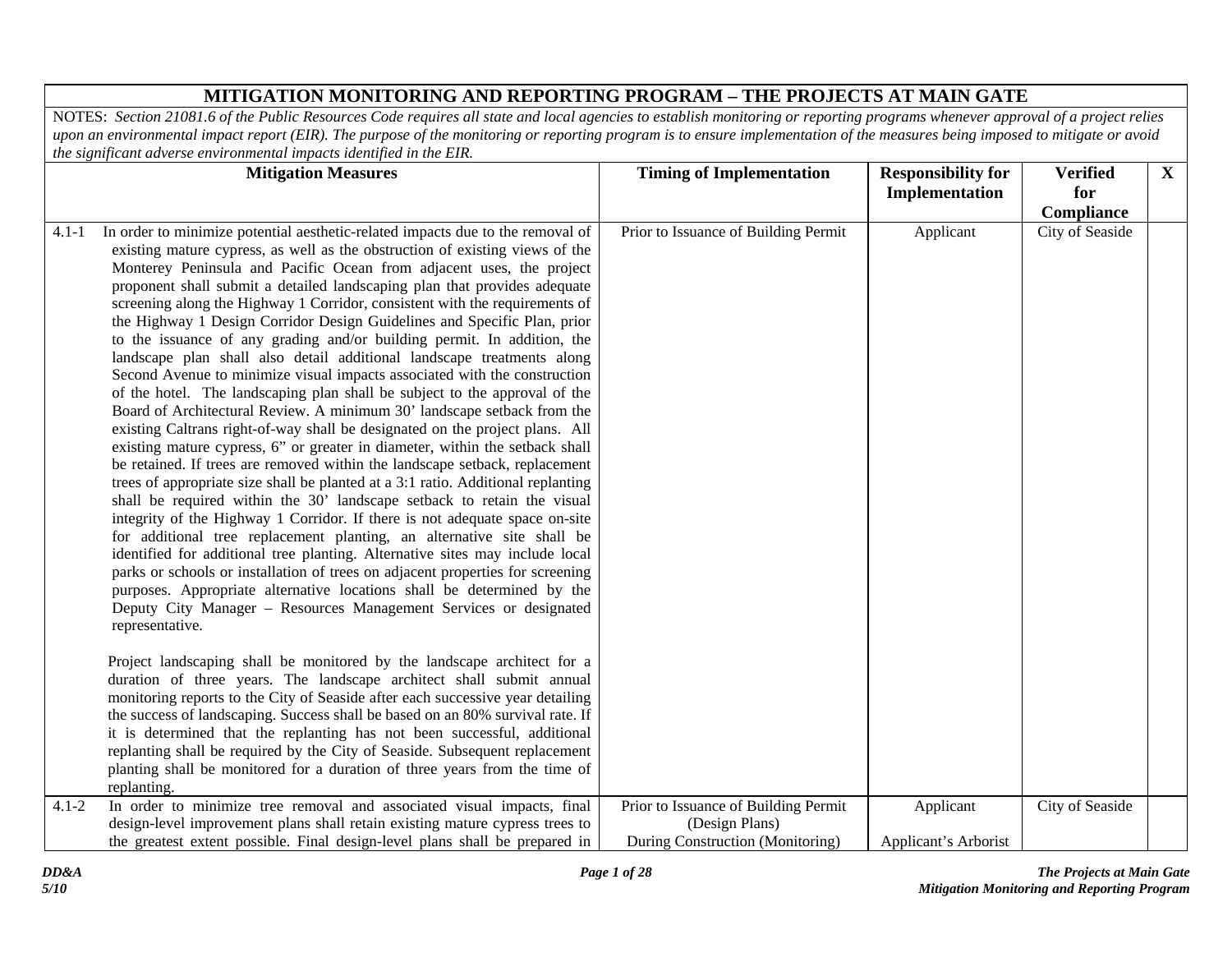# MITIGATION MONITORING AND REPORTING PROGRAM – THE PROJECTS AT MAIN GATE

NOTES: *Section 21081.6 of the Public Resources Code requires all state and local agencies to establish monitoring or reporting programs whenever approval of a project relies upon an environmental impact report (EIR). The purpose of the monitoring or reporting program is to ensure implementation of the measures being imposed to mitigate or avoid the significant adverse environmental impacts identified in the EIR.*

| Mitigation Measures | Timing of Implementation | Responsibility for Implementation | Verified for Compliance | X |
|---|---|---|---|---|
| 4.1-1 In order to minimize potential aesthetic-related impacts due to the removal of existing mature cypress, as well as the obstruction of existing views of the Monterey Peninsula and Pacific Ocean from adjacent uses, the project proponent shall submit a detailed landscaping plan that provides adequate screening along the Highway 1 Corridor, consistent with the requirements of the Highway 1 Design Corridor Design Guidelines and Specific Plan, prior to the issuance of any grading and/or building permit. In addition, the landscape plan shall also detail additional landscape treatments along Second Avenue to minimize visual impacts associated with the construction of the hotel. The landscaping plan shall be subject to the approval of the Board of Architectural Review. A minimum 30' landscape setback from the existing Caltrans right-of-way shall be designated on the project plans. All existing mature cypress, 6" or greater in diameter, within the setback shall be retained. If trees are removed within the landscape setback, replacement trees of appropriate size shall be planted at a 3:1 ratio. Additional replanting shall be required within the 30' landscape setback to retain the visual integrity of the Highway 1 Corridor. If there is not adequate space on-site for additional tree replacement planting, an alternative site shall be identified for additional tree planting. Alternative sites may include local parks or schools or installation of trees on adjacent properties for screening purposes. Appropriate alternative locations shall be determined by the Deputy City Manager – Resources Management Services or designated representative.<br><br>Project landscaping shall be monitored by the landscape architect for a duration of three years. The landscape architect shall submit annual monitoring reports to the City of Seaside after each successive year detailing the success of landscaping. Success shall be based on an 80% survival rate. If it is determined that the replanting has not been successful, additional replanting shall be required by the City of Seaside. Subsequent replacement planting shall be monitored for a duration of three years from the time of replanting. | Prior to Issuance of Building Permit | Applicant | City of Seaside | |
| 4.1-2 In order to minimize tree removal and associated visual impacts, final design-level improvement plans shall retain existing mature cypress trees to the greatest extent possible. Final design-level plans shall be prepared in | Prior to Issuance of Building Permit (Design Plans)<br>During Construction (Monitoring) | Applicant<br><br>Applicant's Arborist | City of Seaside | |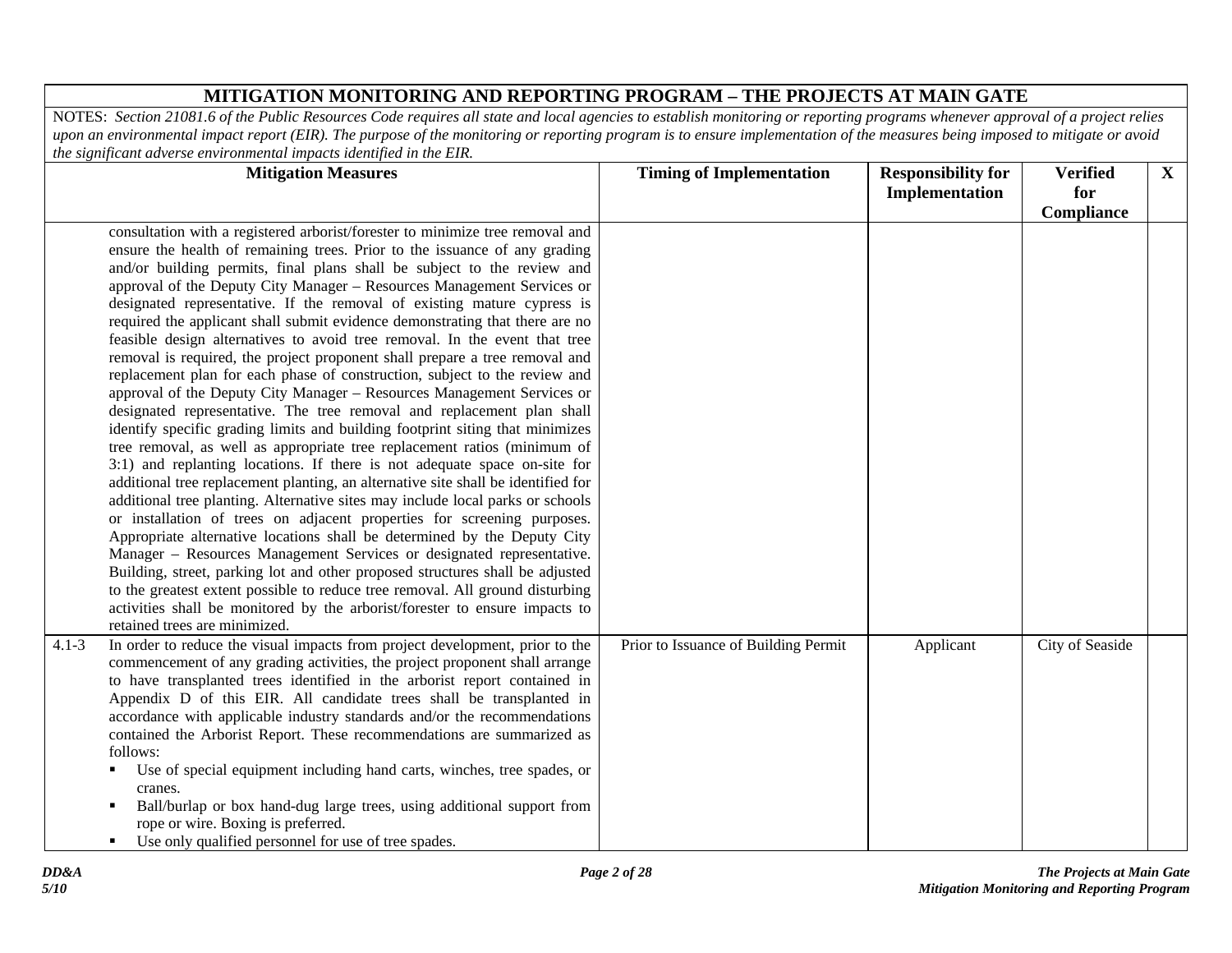# MITIGATION MONITORING AND REPORTING PROGRAM – THE PROJECTS AT MAIN GATE

*NOTES: Section 21081.6 of the Public Resources Code requires all state and local agencies to establish monitoring or reporting programs whenever approval of a project relies upon an environmental impact report (EIR). The purpose of the monitoring or reporting program is to ensure implementation of the measures being imposed to mitigate or avoid the significant adverse environmental impacts identified in the EIR.*

| | Mitigation Measures | Timing of Implementation | Responsibility for Implementation | Verified for Compliance | X |
|---|---|---|---|---|---|
| | consultation with a registered arborist/forester to minimize tree removal and ensure the health of remaining trees. Prior to the issuance of any grading and/or building permits, final plans shall be subject to the review and approval of the Deputy City Manager – Resources Management Services or designated representative. If the removal of existing mature cypress is required the applicant shall submit evidence demonstrating that there are no feasible design alternatives to avoid tree removal. In the event that tree removal is required, the project proponent shall prepare a tree removal and replacement plan for each phase of construction, subject to the review and approval of the Deputy City Manager – Resources Management Services or designated representative. The tree removal and replacement plan shall identify specific grading limits and building footprint siting that minimizes tree removal, as well as appropriate tree replacement ratios (minimum of 3:1) and replanting locations. If there is not adequate space on-site for additional tree replacement planting, an alternative site shall be identified for additional tree planting. Alternative sites may include local parks or schools or installation of trees on adjacent properties for screening purposes. Appropriate alternative locations shall be determined by the Deputy City Manager – Resources Management Services or designated representative. Building, street, parking lot and other proposed structures shall be adjusted to the greatest extent possible to reduce tree removal. All ground disturbing activities shall be monitored by the arborist/forester to ensure impacts to retained trees are minimized. | | | | |
| 4.1-3 | In order to reduce the visual impacts from project development, prior to the commencement of any grading activities, the project proponent shall arrange to have transplanted trees identified in the arborist report contained in Appendix D of this EIR. All candidate trees shall be transplanted in accordance with applicable industry standards and/or the recommendations contained the Arborist Report. These recommendations are summarized as follows:<br>▪ Use of special equipment including hand carts, winches, tree spades, or cranes.<br>▪ Ball/burlap or box hand-dug large trees, using additional support from rope or wire. Boxing is preferred.<br>▪ Use only qualified personnel for use of tree spades. | Prior to Issuance of Building Permit | Applicant | City of Seaside | |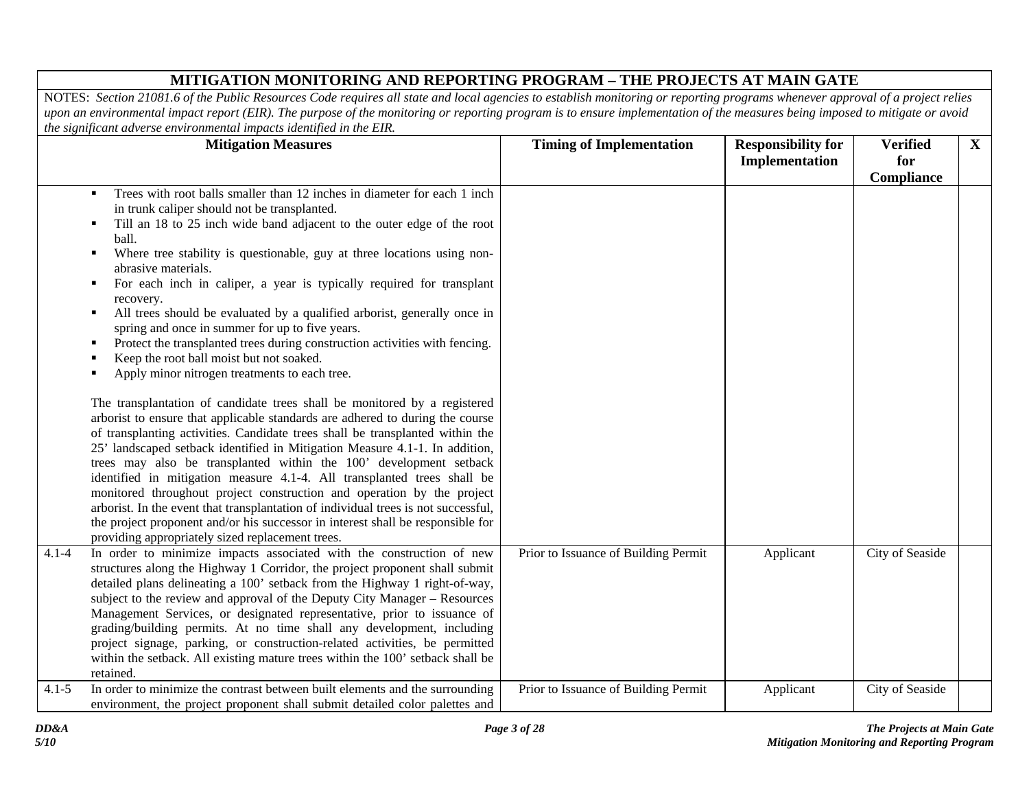# MITIGATION MONITORING AND REPORTING PROGRAM – THE PROJECTS AT MAIN GATE

NOTES: *Section 21081.6 of the Public Resources Code requires all state and local agencies to establish monitoring or reporting programs whenever approval of a project relies upon an environmental impact report (EIR). The purpose of the monitoring or reporting program is to ensure implementation of the measures being imposed to mitigate or avoid the significant adverse environmental impacts identified in the EIR.*

| | Mitigation Measures | Timing of Implementation | Responsibility for Implementation | Verified for Compliance | X |
|---|---|---|---|---|---|
| | ▪ Trees with root balls smaller than 12 inches in diameter for each 1 inch in trunk caliper should not be transplanted.<br>▪ Till an 18 to 25 inch wide band adjacent to the outer edge of the root ball.<br>▪ Where tree stability is questionable, guy at three locations using non-abrasive materials.<br>▪ For each inch in caliper, a year is typically required for transplant recovery.<br>▪ All trees should be evaluated by a qualified arborist, generally once in spring and once in summer for up to five years.<br>▪ Protect the transplanted trees during construction activities with fencing.<br>▪ Keep the root ball moist but not soaked.<br>▪ Apply minor nitrogen treatments to each tree.<br><br>The transplantation of candidate trees shall be monitored by a registered arborist to ensure that applicable standards are adhered to during the course of transplanting activities. Candidate trees shall be transplanted within the 25' landscaped setback identified in Mitigation Measure 4.1-1. In addition, trees may also be transplanted within the 100' development setback identified in mitigation measure 4.1-4. All transplanted trees shall be monitored throughout project construction and operation by the project arborist. In the event that transplantation of individual trees is not successful, the project proponent and/or his successor in interest shall be responsible for providing appropriately sized replacement trees. | | | | |
| 4.1-4 | In order to minimize impacts associated with the construction of new structures along the Highway 1 Corridor, the project proponent shall submit detailed plans delineating a 100' setback from the Highway 1 right-of-way, subject to the review and approval of the Deputy City Manager – Resources Management Services, or designated representative, prior to issuance of grading/building permits. At no time shall any development, including project signage, parking, or construction-related activities, be permitted within the setback. All existing mature trees within the 100' setback shall be retained. | Prior to Issuance of Building Permit | Applicant | City of Seaside | |
| 4.1-5 | In order to minimize the contrast between built elements and the surrounding environment, the project proponent shall submit detailed color palettes and | Prior to Issuance of Building Permit | Applicant | City of Seaside | |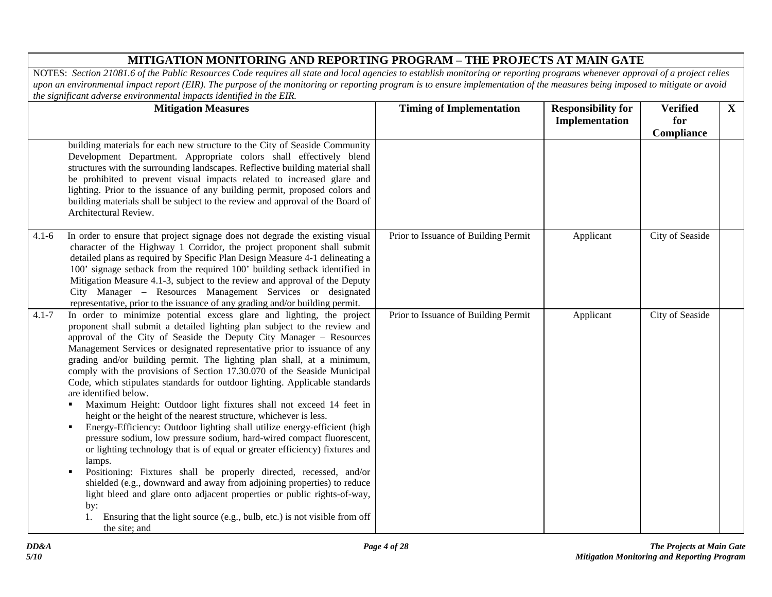## MITIGATION MONITORING AND REPORTING PROGRAM – THE PROJECTS AT MAIN GATE

*NOTES: Section 21081.6 of the Public Resources Code requires all state and local agencies to establish monitoring or reporting programs whenever approval of a project relies upon an environmental impact report (EIR). The purpose of the monitoring or reporting program is to ensure implementation of the measures being imposed to mitigate or avoid the significant adverse environmental impacts identified in the EIR.*

| | Mitigation Measures | Timing of Implementation | Responsibility for Implementation | Verified for Compliance | X |
|---|---|---|---|---|---|
| | building materials for each new structure to the City of Seaside Community Development Department. Appropriate colors shall effectively blend structures with the surrounding landscapes. Reflective building material shall be prohibited to prevent visual impacts related to increased glare and lighting. Prior to the issuance of any building permit, proposed colors and building materials shall be subject to the review and approval of the Board of Architectural Review. | | | | |
| 4.1-6 | In order to ensure that project signage does not degrade the existing visual character of the Highway 1 Corridor, the project proponent shall submit detailed plans as required by Specific Plan Design Measure 4-1 delineating a 100' signage setback from the required 100' building setback identified in Mitigation Measure 4.1-3, subject to the review and approval of the Deputy City Manager – Resources Management Services or designated representative, prior to the issuance of any grading and/or building permit. | Prior to Issuance of Building Permit | Applicant | City of Seaside | |
| 4.1-7 | In order to minimize potential excess glare and lighting, the project proponent shall submit a detailed lighting plan subject to the review and approval of the City of Seaside the Deputy City Manager – Resources Management Services or designated representative prior to issuance of any grading and/or building permit. The lighting plan shall, at a minimum, comply with the provisions of Section 17.30.070 of the Seaside Municipal Code, which stipulates standards for outdoor lighting. Applicable standards are identified below.<br>▪ Maximum Height: Outdoor light fixtures shall not exceed 14 feet in height or the height of the nearest structure, whichever is less.<br>▪ Energy-Efficiency: Outdoor lighting shall utilize energy-efficient (high pressure sodium, low pressure sodium, hard-wired compact fluorescent, or lighting technology that is of equal or greater efficiency) fixtures and lamps.<br>▪ Positioning: Fixtures shall be properly directed, recessed, and/or shielded (e.g., downward and away from adjoining properties) to reduce light bleed and glare onto adjacent properties or public rights-of-way, by:<br>1. Ensuring that the light source (e.g., bulb, etc.) is not visible from off the site; and | Prior to Issuance of Building Permit | Applicant | City of Seaside | |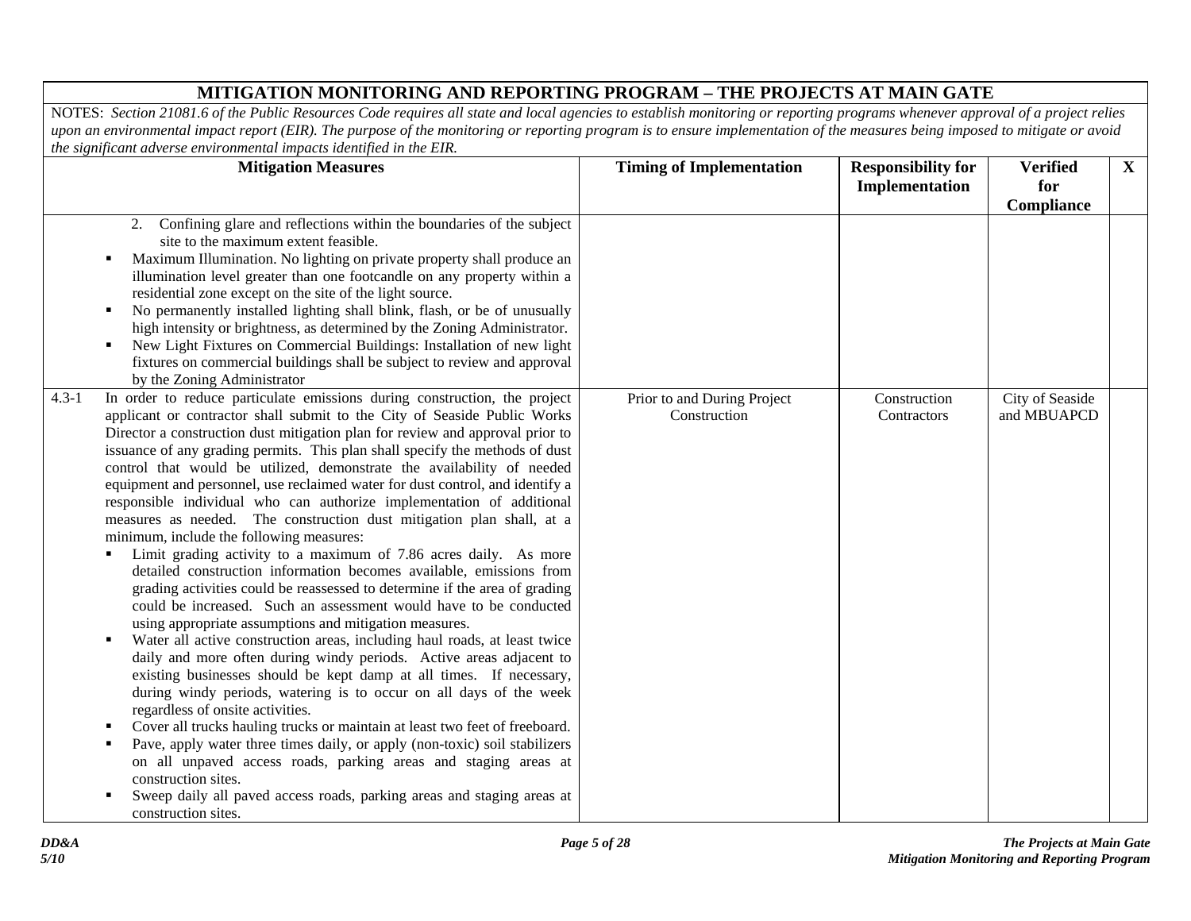| MITIGATION MONITORING AND REPORTING PROGRAM – THE PROJECTS AT MAIN GATE | | | | |
|---|---|---|---|---|
| NOTES: *Section 21081.6 of the Public Resources Code requires all state and local agencies to establish monitoring or reporting programs whenever approval of a project relies upon an environmental impact report (EIR). The purpose of the monitoring or reporting program is to ensure implementation of the measures being imposed to mitigate or avoid the significant adverse environmental impacts identified in the EIR.* | | | | |
| **Mitigation Measures** | **Timing of Implementation** | **Responsibility for Implementation** | **Verified for Compliance** | **X** |
| 2. Confining glare and reflections within the boundaries of the subject site to the maximum extent feasible.<br>▪ Maximum Illumination. No lighting on private property shall produce an illumination level greater than one footcandle on any property within a residential zone except on the site of the light source.<br>▪ No permanently installed lighting shall blink, flash, or be of unusually high intensity or brightness, as determined by the Zoning Administrator.<br>▪ New Light Fixtures on Commercial Buildings: Installation of new light fixtures on commercial buildings shall be subject to review and approval by the Zoning Administrator | | | | |
| 4.3-1 In order to reduce particulate emissions during construction, the project applicant or contractor shall submit to the City of Seaside Public Works Director a construction dust mitigation plan for review and approval prior to issuance of any grading permits. This plan shall specify the methods of dust control that would be utilized, demonstrate the availability of needed equipment and personnel, use reclaimed water for dust control, and identify a responsible individual who can authorize implementation of additional measures as needed. The construction dust mitigation plan shall, at a minimum, include the following measures:<br>▪ Limit grading activity to a maximum of 7.86 acres daily. As more detailed construction information becomes available, emissions from grading activities could be reassessed to determine if the area of grading could be increased. Such an assessment would have to be conducted using appropriate assumptions and mitigation measures.<br>▪ Water all active construction areas, including haul roads, at least twice daily and more often during windy periods. Active areas adjacent to existing businesses should be kept damp at all times. If necessary, during windy periods, watering is to occur on all days of the week regardless of onsite activities.<br>▪ Cover all trucks hauling trucks or maintain at least two feet of freeboard.<br>▪ Pave, apply water three times daily, or apply (non-toxic) soil stabilizers on all unpaved access roads, parking areas and staging areas at construction sites.<br>▪ Sweep daily all paved access roads, parking areas and staging areas at construction sites. | Prior to and During Project Construction | Construction Contractors | City of Seaside and MBUAPCD | |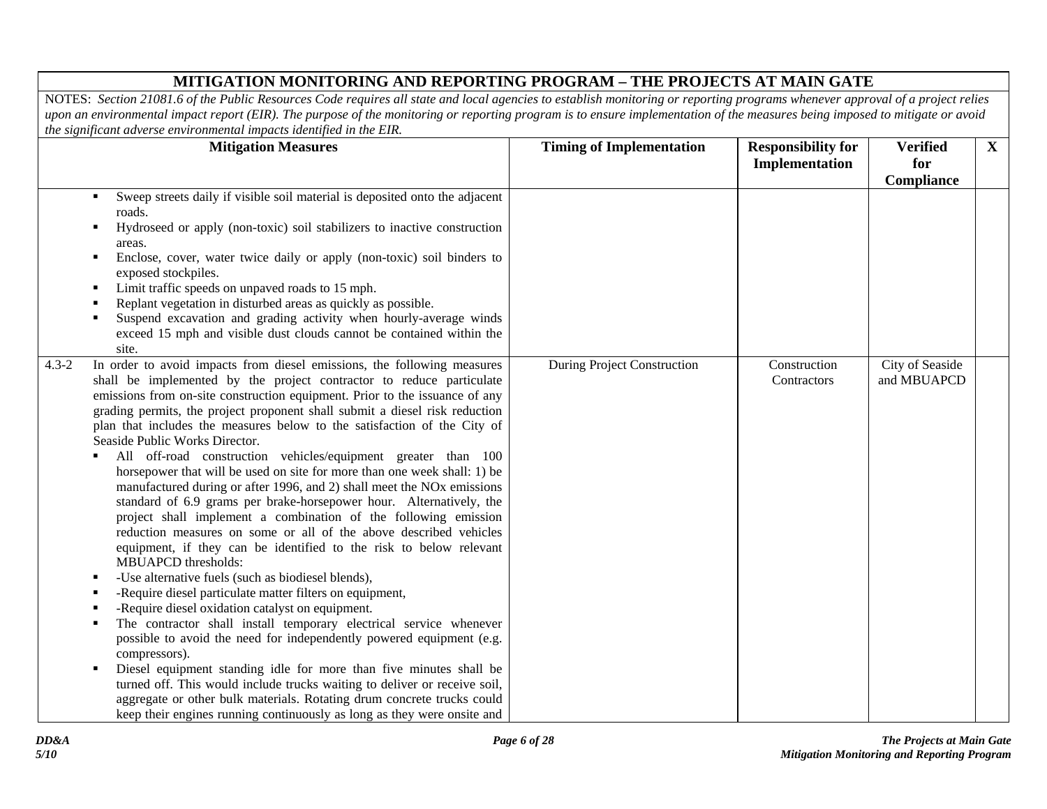## MITIGATION MONITORING AND REPORTING PROGRAM – THE PROJECTS AT MAIN GATE

*NOTES: Section 21081.6 of the Public Resources Code requires all state and local agencies to establish monitoring or reporting programs whenever approval of a project relies upon an environmental impact report (EIR). The purpose of the monitoring or reporting program is to ensure implementation of the measures being imposed to mitigate or avoid the significant adverse environmental impacts identified in the EIR.*

| Mitigation Measures | | Timing of Implementation | Responsibility for Implementation | Verified for Compliance | X |
|---|---|---|---|---|---|
| | ▪ Sweep streets daily if visible soil material is deposited onto the adjacent roads.<br>▪ Hydroseed or apply (non-toxic) soil stabilizers to inactive construction areas.<br>▪ Enclose, cover, water twice daily or apply (non-toxic) soil binders to exposed stockpiles.<br>▪ Limit traffic speeds on unpaved roads to 15 mph.<br>▪ Replant vegetation in disturbed areas as quickly as possible.<br>▪ Suspend excavation and grading activity when hourly-average winds exceed 15 mph and visible dust clouds cannot be contained within the site. | | | | |
| 4.3-2 | In order to avoid impacts from diesel emissions, the following measures shall be implemented by the project contractor to reduce particulate emissions from on-site construction equipment. Prior to the issuance of any grading permits, the project proponent shall submit a diesel risk reduction plan that includes the measures below to the satisfaction of the City of Seaside Public Works Director.<br>▪ All off-road construction vehicles/equipment greater than 100 horsepower that will be used on site for more than one week shall: 1) be manufactured during or after 1996, and 2) shall meet the NOx emissions standard of 6.9 grams per brake-horsepower hour. Alternatively, the project shall implement a combination of the following emission reduction measures on some or all of the above described vehicles equipment, if they can be identified to the risk to below relevant MBUAPCD thresholds:<br>▪ -Use alternative fuels (such as biodiesel blends),<br>▪ -Require diesel particulate matter filters on equipment,<br>▪ -Require diesel oxidation catalyst on equipment.<br>▪ The contractor shall install temporary electrical service whenever possible to avoid the need for independently powered equipment (e.g. compressors).<br>▪ Diesel equipment standing idle for more than five minutes shall be turned off. This would include trucks waiting to deliver or receive soil, aggregate or other bulk materials. Rotating drum concrete trucks could keep their engines running continuously as long as they were onsite and | During Project Construction | Construction Contractors | City of Seaside and MBUAPCD | |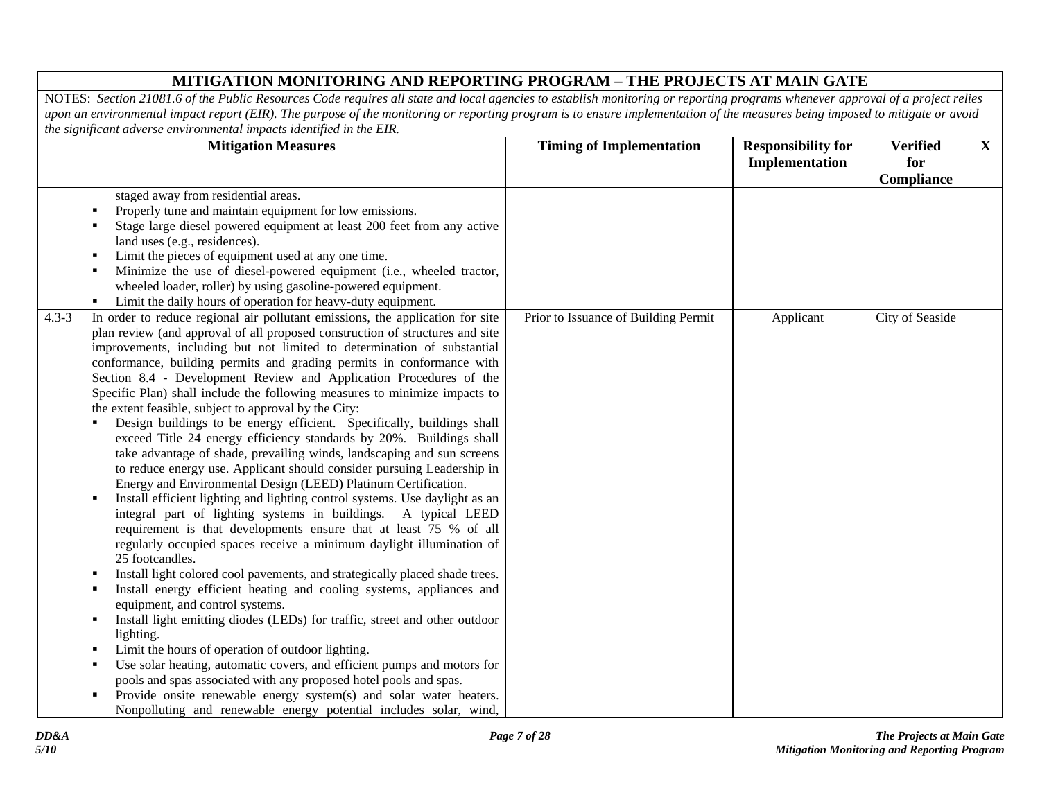## MITIGATION MONITORING AND REPORTING PROGRAM – THE PROJECTS AT MAIN GATE

NOTES: *Section 21081.6 of the Public Resources Code requires all state and local agencies to establish monitoring or reporting programs whenever approval of a project relies upon an environmental impact report (EIR). The purpose of the monitoring or reporting program is to ensure implementation of the measures being imposed to mitigate or avoid the significant adverse environmental impacts identified in the EIR.*

| Mitigation Measures | | Timing of Implementation | Responsibility for Implementation | Verified for Compliance | X |
|---|---|---|---|---|---|
| | staged away from residential areas.<br>▪ Properly tune and maintain equipment for low emissions.<br>▪ Stage large diesel powered equipment at least 200 feet from any active land uses (e.g., residences).<br>▪ Limit the pieces of equipment used at any one time.<br>▪ Minimize the use of diesel-powered equipment (i.e., wheeled tractor, wheeled loader, roller) by using gasoline-powered equipment.<br>▪ Limit the daily hours of operation for heavy-duty equipment. | | | | |
| 4.3-3 | In order to reduce regional air pollutant emissions, the application for site plan review (and approval of all proposed construction of structures and site improvements, including but not limited to determination of substantial conformance, building permits and grading permits in conformance with Section 8.4 - Development Review and Application Procedures of the Specific Plan) shall include the following measures to minimize impacts to the extent feasible, subject to approval by the City:<br>▪ Design buildings to be energy efficient. Specifically, buildings shall exceed Title 24 energy efficiency standards by 20%. Buildings shall take advantage of shade, prevailing winds, landscaping and sun screens to reduce energy use. Applicant should consider pursuing Leadership in Energy and Environmental Design (LEED) Platinum Certification.<br>▪ Install efficient lighting and lighting control systems. Use daylight as an integral part of lighting systems in buildings. A typical LEED requirement is that developments ensure that at least 75 % of all regularly occupied spaces receive a minimum daylight illumination of 25 footcandles.<br>▪ Install light colored cool pavements, and strategically placed shade trees.<br>▪ Install energy efficient heating and cooling systems, appliances and equipment, and control systems.<br>▪ Install light emitting diodes (LEDs) for traffic, street and other outdoor lighting.<br>▪ Limit the hours of operation of outdoor lighting.<br>▪ Use solar heating, automatic covers, and efficient pumps and motors for pools and spas associated with any proposed hotel pools and spas.<br>▪ Provide onsite renewable energy system(s) and solar water heaters. Nonpolluting and renewable energy potential includes solar, wind, | Prior to Issuance of Building Permit | Applicant | City of Seaside | |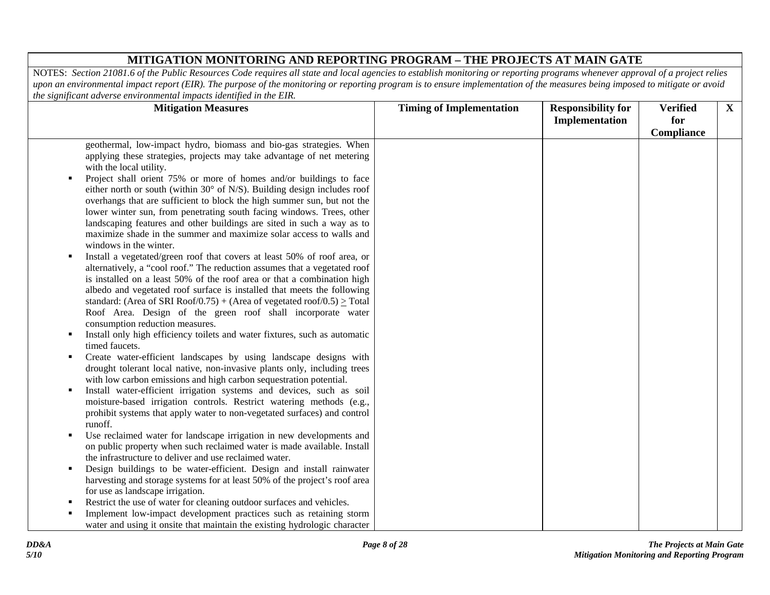## MITIGATION MONITORING AND REPORTING PROGRAM – THE PROJECTS AT MAIN GATE

*NOTES: Section 21081.6 of the Public Resources Code requires all state and local agencies to establish monitoring or reporting programs whenever approval of a project relies upon an environmental impact report (EIR). The purpose of the monitoring or reporting program is to ensure implementation of the measures being imposed to mitigate or avoid the significant adverse environmental impacts identified in the EIR.*

| Mitigation Measures | Timing of Implementation | Responsibility for Implementation | Verified for Compliance | X |
|---|---|---|---|---|
| geothermal, low-impact hydro, biomass and bio-gas strategies. When applying these strategies, projects may take advantage of net metering with the local utility.<br>▪ Project shall orient 75% or more of homes and/or buildings to face either north or south (within 30° of N/S). Building design includes roof overhangs that are sufficient to block the high summer sun, but not the lower winter sun, from penetrating south facing windows. Trees, other landscaping features and other buildings are sited in such a way as to maximize shade in the summer and maximize solar access to walls and windows in the winter.<br>▪ Install a vegetated/green roof that covers at least 50% of roof area, or alternatively, a "cool roof." The reduction assumes that a vegetated roof is installed on a least 50% of the roof area or that a combination high albedo and vegetated roof surface is installed that meets the following standard: (Area of SRI Roof/0.75) + (Area of vegetated roof/0.5) $\geq$ Total Roof Area. Design of the green roof shall incorporate water consumption reduction measures.<br>▪ Install only high efficiency toilets and water fixtures, such as automatic timed faucets.<br>▪ Create water-efficient landscapes by using landscape designs with drought tolerant local native, non-invasive plants only, including trees with low carbon emissions and high carbon sequestration potential.<br>▪ Install water-efficient irrigation systems and devices, such as soil moisture-based irrigation controls. Restrict watering methods (e.g., prohibit systems that apply water to non-vegetated surfaces) and control runoff.<br>▪ Use reclaimed water for landscape irrigation in new developments and on public property when such reclaimed water is made available. Install the infrastructure to deliver and use reclaimed water.<br>▪ Design buildings to be water-efficient. Design and install rainwater harvesting and storage systems for at least 50% of the project's roof area for use as landscape irrigation.<br>▪ Restrict the use of water for cleaning outdoor surfaces and vehicles.<br>▪ Implement low-impact development practices such as retaining storm water and using it onsite that maintain the existing hydrologic character | | | | |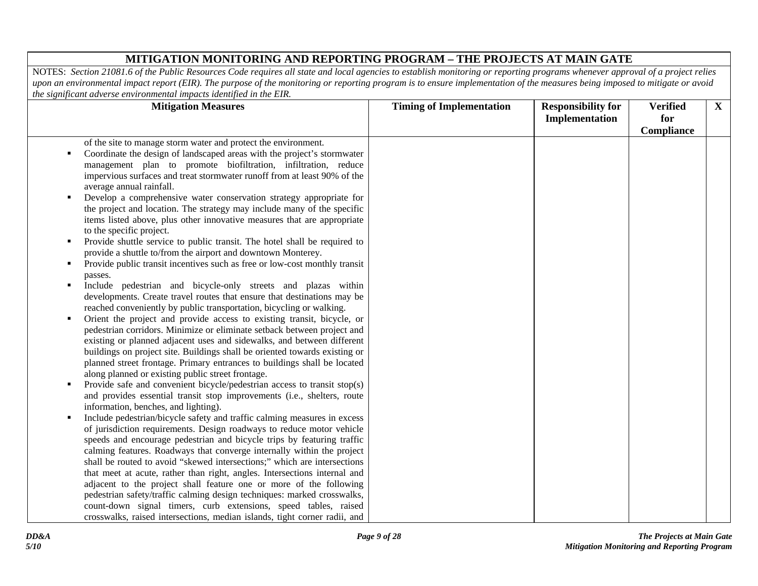| MITIGATION MONITORING AND REPORTING PROGRAM – THE PROJECTS AT MAIN GATE | | | | |
|---|---|---|---|---|
| NOTES: *Section 21081.6 of the Public Resources Code requires all state and local agencies to establish monitoring or reporting programs whenever approval of a project relies upon an environmental impact report (EIR). The purpose of the monitoring or reporting program is to ensure implementation of the measures being imposed to mitigate or avoid the significant adverse environmental impacts identified in the EIR.* | | | | |
| **Mitigation Measures** | **Timing of Implementation** | **Responsibility for Implementation** | **Verified for Compliance** | **X** |
| of the site to manage storm water and protect the environment.<br>▪ Coordinate the design of landscaped areas with the project's stormwater management plan to promote biofiltration, infiltration, reduce impervious surfaces and treat stormwater runoff from at least 90% of the average annual rainfall.<br>▪ Develop a comprehensive water conservation strategy appropriate for the project and location. The strategy may include many of the specific items listed above, plus other innovative measures that are appropriate to the specific project.<br>▪ Provide shuttle service to public transit. The hotel shall be required to provide a shuttle to/from the airport and downtown Monterey.<br>▪ Provide public transit incentives such as free or low-cost monthly transit passes.<br>▪ Include pedestrian and bicycle-only streets and plazas within developments. Create travel routes that ensure that destinations may be reached conveniently by public transportation, bicycling or walking.<br>▪ Orient the project and provide access to existing transit, bicycle, or pedestrian corridors. Minimize or eliminate setback between project and existing or planned adjacent uses and sidewalks, and between different buildings on project site. Buildings shall be oriented towards existing or planned street frontage. Primary entrances to buildings shall be located along planned or existing public street frontage.<br>▪ Provide safe and convenient bicycle/pedestrian access to transit stop(s) and provides essential transit stop improvements (i.e., shelters, route information, benches, and lighting).<br>▪ Include pedestrian/bicycle safety and traffic calming measures in excess of jurisdiction requirements. Design roadways to reduce motor vehicle speeds and encourage pedestrian and bicycle trips by featuring traffic calming features. Roadways that converge internally within the project shall be routed to avoid "skewed intersections;" which are intersections that meet at acute, rather than right, angles. Intersections internal and adjacent to the project shall feature one or more of the following pedestrian safety/traffic calming design techniques: marked crosswalks, count-down signal timers, curb extensions, speed tables, raised crosswalks, raised intersections, median islands, tight corner radii, and | | | | |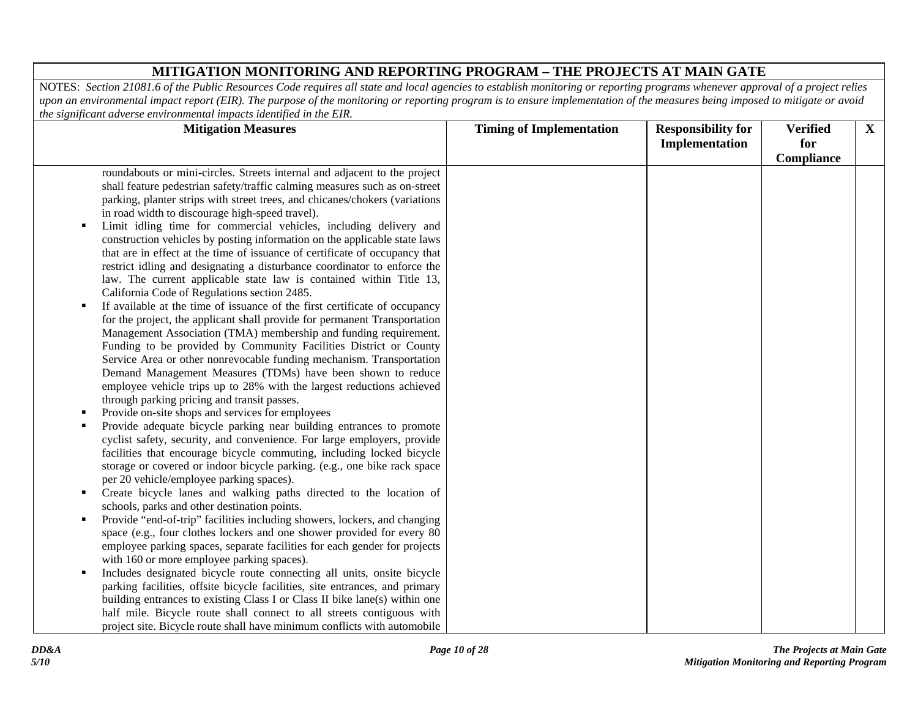## MITIGATION MONITORING AND REPORTING PROGRAM – THE PROJECTS AT MAIN GATE

NOTES: *Section 21081.6 of the Public Resources Code requires all state and local agencies to establish monitoring or reporting programs whenever approval of a project relies upon an environmental impact report (EIR). The purpose of the monitoring or reporting program is to ensure implementation of the measures being imposed to mitigate or avoid the significant adverse environmental impacts identified in the EIR.*

| Mitigation Measures | Timing of Implementation | Responsibility for Implementation | Verified for Compliance | X |
|---|---|---|---|---|
| roundabouts or mini-circles. Streets internal and adjacent to the project shall feature pedestrian safety/traffic calming measures such as on-street parking, planter strips with street trees, and chicanes/chokers (variations in road width to discourage high-speed travel).<br>▪ Limit idling time for commercial vehicles, including delivery and construction vehicles by posting information on the applicable state laws that are in effect at the time of issuance of certificate of occupancy that restrict idling and designating a disturbance coordinator to enforce the law. The current applicable state law is contained within Title 13, California Code of Regulations section 2485.<br>▪ If available at the time of issuance of the first certificate of occupancy for the project, the applicant shall provide for permanent Transportation Management Association (TMA) membership and funding requirement. Funding to be provided by Community Facilities District or County Service Area or other nonrevocable funding mechanism. Transportation Demand Management Measures (TDMs) have been shown to reduce employee vehicle trips up to 28% with the largest reductions achieved through parking pricing and transit passes.<br>▪ Provide on-site shops and services for employees<br>▪ Provide adequate bicycle parking near building entrances to promote cyclist safety, security, and convenience. For large employers, provide facilities that encourage bicycle commuting, including locked bicycle storage or covered or indoor bicycle parking. (e.g., one bike rack space per 20 vehicle/employee parking spaces).<br>▪ Create bicycle lanes and walking paths directed to the location of schools, parks and other destination points.<br>▪ Provide "end-of-trip" facilities including showers, lockers, and changing space (e.g., four clothes lockers and one shower provided for every 80 employee parking spaces, separate facilities for each gender for projects with 160 or more employee parking spaces).<br>▪ Includes designated bicycle route connecting all units, onsite bicycle parking facilities, offsite bicycle facilities, site entrances, and primary building entrances to existing Class I or Class II bike lane(s) within one half mile. Bicycle route shall connect to all streets contiguous with project site. Bicycle route shall have minimum conflicts with automobile | | | | |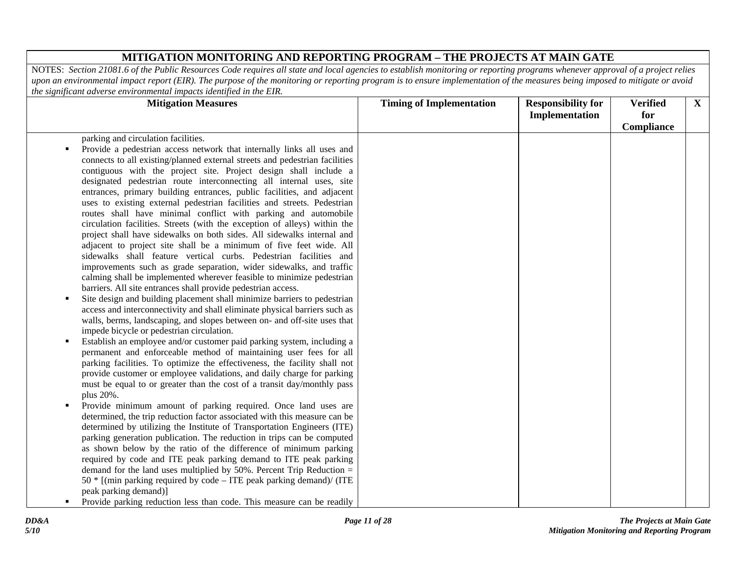## MITIGATION MONITORING AND REPORTING PROGRAM – THE PROJECTS AT MAIN GATE

NOTES: *Section 21081.6 of the Public Resources Code requires all state and local agencies to establish monitoring or reporting programs whenever approval of a project relies upon an environmental impact report (EIR). The purpose of the monitoring or reporting program is to ensure implementation of the measures being imposed to mitigate or avoid the significant adverse environmental impacts identified in the EIR.*

| Mitigation Measures | Timing of Implementation | Responsibility for Implementation | Verified for Compliance | X |
|---|---|---|---|---|
| parking and circulation facilities.<br>▪ Provide a pedestrian access network that internally links all uses and connects to all existing/planned external streets and pedestrian facilities contiguous with the project site. Project design shall include a designated pedestrian route interconnecting all internal uses, site entrances, primary building entrances, public facilities, and adjacent uses to existing external pedestrian facilities and streets. Pedestrian routes shall have minimal conflict with parking and automobile circulation facilities. Streets (with the exception of alleys) within the project shall have sidewalks on both sides. All sidewalks internal and adjacent to project site shall be a minimum of five feet wide. All sidewalks shall feature vertical curbs. Pedestrian facilities and improvements such as grade separation, wider sidewalks, and traffic calming shall be implemented wherever feasible to minimize pedestrian barriers. All site entrances shall provide pedestrian access.<br>▪ Site design and building placement shall minimize barriers to pedestrian access and interconnectivity and shall eliminate physical barriers such as walls, berms, landscaping, and slopes between on- and off-site uses that impede bicycle or pedestrian circulation.<br>▪ Establish an employee and/or customer paid parking system, including a permanent and enforceable method of maintaining user fees for all parking facilities. To optimize the effectiveness, the facility shall not provide customer or employee validations, and daily charge for parking must be equal to or greater than the cost of a transit day/monthly pass plus 20%.<br>▪ Provide minimum amount of parking required. Once land uses are determined, the trip reduction factor associated with this measure can be determined by utilizing the Institute of Transportation Engineers (ITE) parking generation publication. The reduction in trips can be computed as shown below by the ratio of the difference of minimum parking required by code and ITE peak parking demand to ITE peak parking demand for the land uses multiplied by 50%. Percent Trip Reduction = 50 * [(min parking required by code – ITE peak parking demand)/ (ITE peak parking demand)]<br>▪ Provide parking reduction less than code. This measure can be readily | | | | |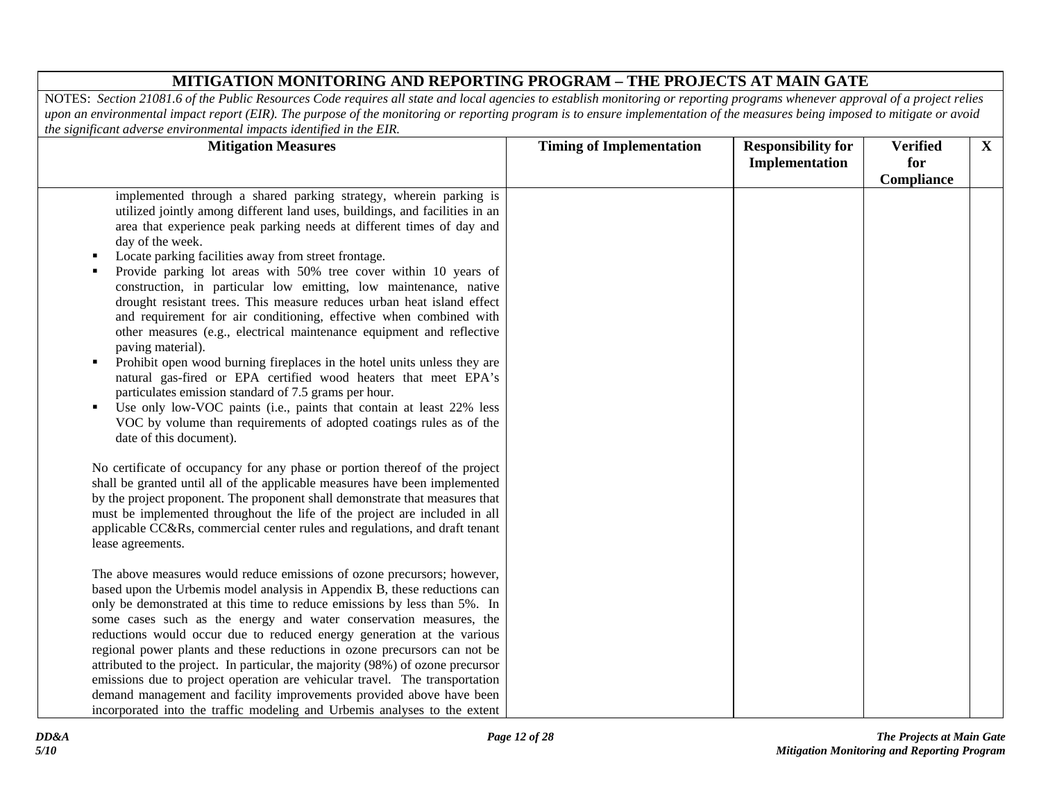# MITIGATION MONITORING AND REPORTING PROGRAM – THE PROJECTS AT MAIN GATE

NOTES: *Section 21081.6 of the Public Resources Code requires all state and local agencies to establish monitoring or reporting programs whenever approval of a project relies upon an environmental impact report (EIR). The purpose of the monitoring or reporting program is to ensure implementation of the measures being imposed to mitigate or avoid the significant adverse environmental impacts identified in the EIR.*

| Mitigation Measures | Timing of Implementation | Responsibility for Implementation | Verified for Compliance | X |
|---|---|---|---|---|
| implemented through a shared parking strategy, wherein parking is utilized jointly among different land uses, buildings, and facilities in an area that experience peak parking needs at different times of day and day of the week.<br>▪ Locate parking facilities away from street frontage.<br>▪ Provide parking lot areas with 50% tree cover within 10 years of construction, in particular low emitting, low maintenance, native drought resistant trees. This measure reduces urban heat island effect and requirement for air conditioning, effective when combined with other measures (e.g., electrical maintenance equipment and reflective paving material).<br>▪ Prohibit open wood burning fireplaces in the hotel units unless they are natural gas-fired or EPA certified wood heaters that meet EPA's particulates emission standard of 7.5 grams per hour.<br>▪ Use only low-VOC paints (i.e., paints that contain at least 22% less VOC by volume than requirements of adopted coatings rules as of the date of this document).<br><br>No certificate of occupancy for any phase or portion thereof of the project shall be granted until all of the applicable measures have been implemented by the project proponent. The proponent shall demonstrate that measures that must be implemented throughout the life of the project are included in all applicable CC&Rs, commercial center rules and regulations, and draft tenant lease agreements.<br><br>The above measures would reduce emissions of ozone precursors; however, based upon the Urbemis model analysis in Appendix B, these reductions can only be demonstrated at this time to reduce emissions by less than 5%. In some cases such as the energy and water conservation measures, the reductions would occur due to reduced energy generation at the various regional power plants and these reductions in ozone precursors can not be attributed to the project. In particular, the majority (98%) of ozone precursor emissions due to project operation are vehicular travel. The transportation demand management and facility improvements provided above have been incorporated into the traffic modeling and Urbemis analyses to the extent | | | | |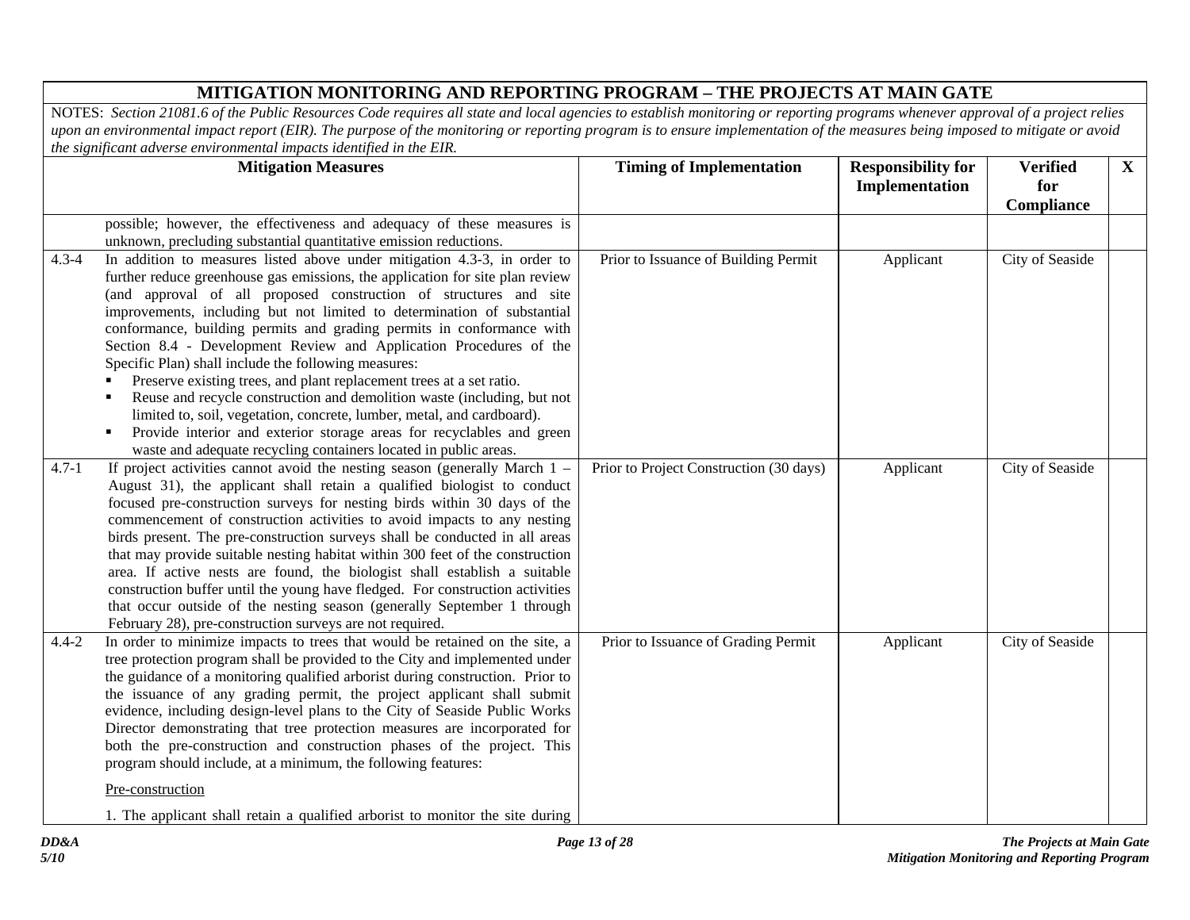# MITIGATION MONITORING AND REPORTING PROGRAM – THE PROJECTS AT MAIN GATE

*NOTES: Section 21081.6 of the Public Resources Code requires all state and local agencies to establish monitoring or reporting programs whenever approval of a project relies upon an environmental impact report (EIR). The purpose of the monitoring or reporting program is to ensure implementation of the measures being imposed to mitigate or avoid the significant adverse environmental impacts identified in the EIR.*

| | Mitigation Measures | Timing of Implementation | Responsibility for Implementation | Verified for Compliance | X |
|---|---|---|---|---|---|
| | possible; however, the effectiveness and adequacy of these measures is unknown, precluding substantial quantitative emission reductions. | | | | |
| 4.3-4 | In addition to measures listed above under mitigation 4.3-3, in order to further reduce greenhouse gas emissions, the application for site plan review (and approval of all proposed construction of structures and site improvements, including but not limited to determination of substantial conformance, building permits and grading permits in conformance with Section 8.4 - Development Review and Application Procedures of the Specific Plan) shall include the following measures:<br>▪ Preserve existing trees, and plant replacement trees at a set ratio.<br>▪ Reuse and recycle construction and demolition waste (including, but not limited to, soil, vegetation, concrete, lumber, metal, and cardboard).<br>▪ Provide interior and exterior storage areas for recyclables and green waste and adequate recycling containers located in public areas. | Prior to Issuance of Building Permit | Applicant | City of Seaside | |
| 4.7-1 | If project activities cannot avoid the nesting season (generally March 1 – August 31), the applicant shall retain a qualified biologist to conduct focused pre-construction surveys for nesting birds within 30 days of the commencement of construction activities to avoid impacts to any nesting birds present. The pre-construction surveys shall be conducted in all areas that may provide suitable nesting habitat within 300 feet of the construction area. If active nests are found, the biologist shall establish a suitable construction buffer until the young have fledged. For construction activities that occur outside of the nesting season (generally September 1 through February 28), pre-construction surveys are not required. | Prior to Project Construction (30 days) | Applicant | City of Seaside | |
| 4.4-2 | In order to minimize impacts to trees that would be retained on the site, a tree protection program shall be provided to the City and implemented under the guidance of a monitoring qualified arborist during construction. Prior to the issuance of any grading permit, the project applicant shall submit evidence, including design-level plans to the City of Seaside Public Works Director demonstrating that tree protection measures are incorporated for both the pre-construction and construction phases of the project. This program should include, at a minimum, the following features:<br><br><u>Pre-construction</u><br><br>1. The applicant shall retain a qualified arborist to monitor the site during | Prior to Issuance of Grading Permit | Applicant | City of Seaside | |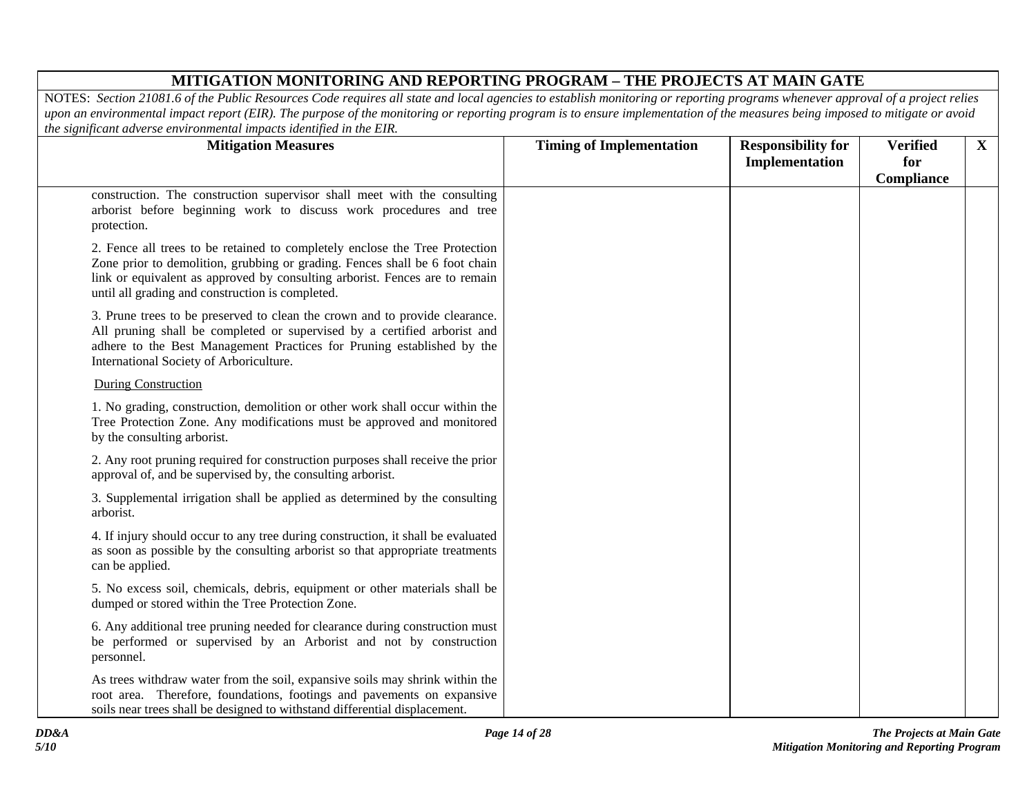# MITIGATION MONITORING AND REPORTING PROGRAM – THE PROJECTS AT MAIN GATE

NOTES: *Section 21081.6 of the Public Resources Code requires all state and local agencies to establish monitoring or reporting programs whenever approval of a project relies upon an environmental impact report (EIR). The purpose of the monitoring or reporting program is to ensure implementation of the measures being imposed to mitigate or avoid the significant adverse environmental impacts identified in the EIR.*

| Mitigation Measures | Timing of Implementation | Responsibility for Implementation | Verified for Compliance | X |
|---|---|---|---|---|
| construction. The construction supervisor shall meet with the consulting arborist before beginning work to discuss work procedures and tree protection.<br><br>2. Fence all trees to be retained to completely enclose the Tree Protection Zone prior to demolition, grubbing or grading. Fences shall be 6 foot chain link or equivalent as approved by consulting arborist. Fences are to remain until all grading and construction is completed.<br><br>3. Prune trees to be preserved to clean the crown and to provide clearance. All pruning shall be completed or supervised by a certified arborist and adhere to the Best Management Practices for Pruning established by the International Society of Arboriculture.<br><br><u>During Construction</u><br><br>1. No grading, construction, demolition or other work shall occur within the Tree Protection Zone. Any modifications must be approved and monitored by the consulting arborist.<br><br>2. Any root pruning required for construction purposes shall receive the prior approval of, and be supervised by, the consulting arborist.<br><br>3. Supplemental irrigation shall be applied as determined by the consulting arborist.<br><br>4. If injury should occur to any tree during construction, it shall be evaluated as soon as possible by the consulting arborist so that appropriate treatments can be applied.<br><br>5. No excess soil, chemicals, debris, equipment or other materials shall be dumped or stored within the Tree Protection Zone.<br><br>6. Any additional tree pruning needed for clearance during construction must be performed or supervised by an Arborist and not by construction personnel.<br><br>As trees withdraw water from the soil, expansive soils may shrink within the root area. Therefore, foundations, footings and pavements on expansive soils near trees shall be designed to withstand differential displacement. | | | | |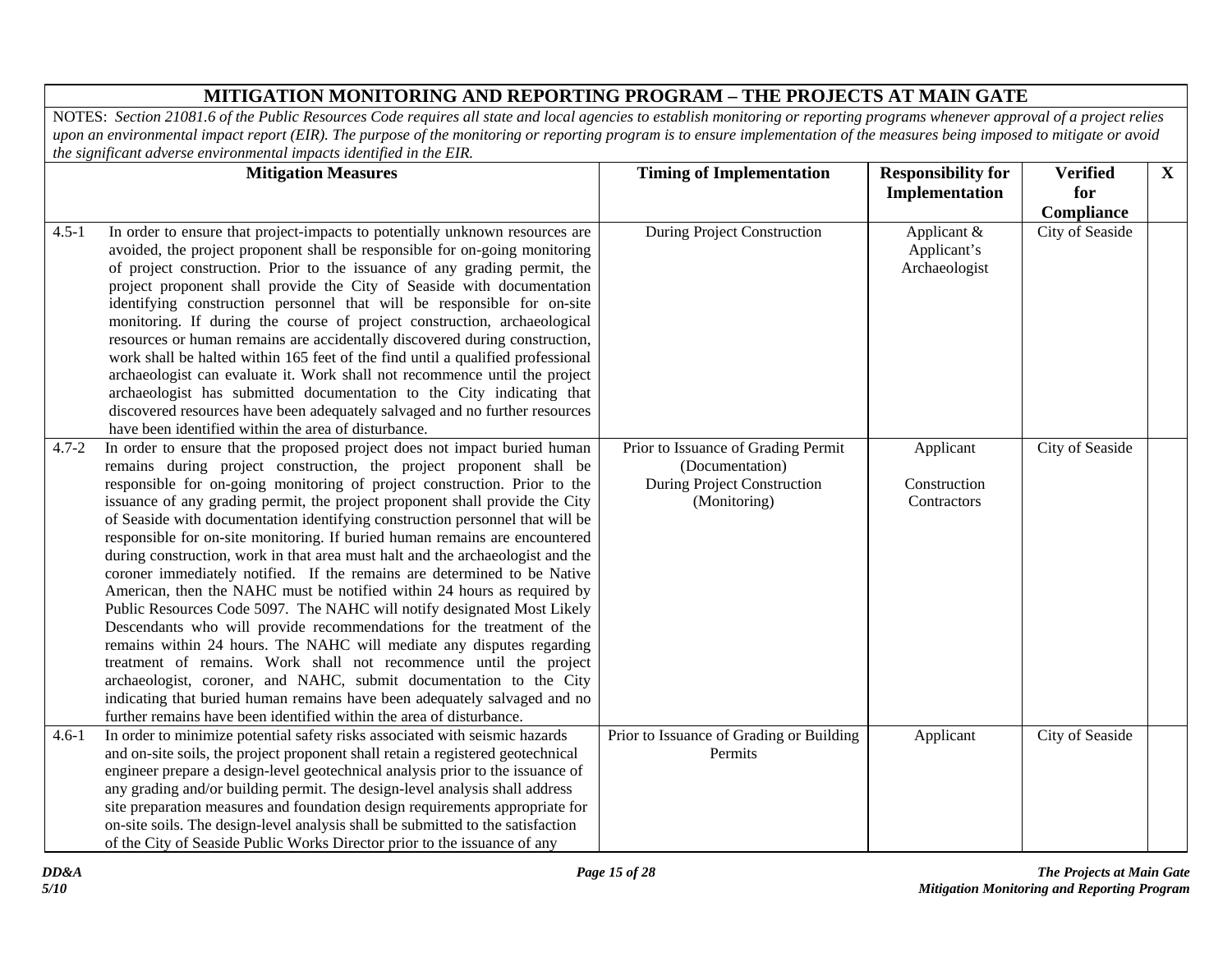# MITIGATION MONITORING AND REPORTING PROGRAM – THE PROJECTS AT MAIN GATE

NOTES: *Section 21081.6 of the Public Resources Code requires all state and local agencies to establish monitoring or reporting programs whenever approval of a project relies upon an environmental impact report (EIR). The purpose of the monitoring or reporting program is to ensure implementation of the measures being imposed to mitigate or avoid the significant adverse environmental impacts identified in the EIR.*

| | Mitigation Measures | Timing of Implementation | Responsibility for Implementation | Verified for Compliance | X |
|---|---|---|---|---|---|
| 4.5-1 | In order to ensure that project-impacts to potentially unknown resources are avoided, the project proponent shall be responsible for on-going monitoring of project construction. Prior to the issuance of any grading permit, the project proponent shall provide the City of Seaside with documentation identifying construction personnel that will be responsible for on-site monitoring. If during the course of project construction, archaeological resources or human remains are accidentally discovered during construction, work shall be halted within 165 feet of the find until a qualified professional archaeologist can evaluate it. Work shall not recommence until the project archaeologist has submitted documentation to the City indicating that discovered resources have been adequately salvaged and no further resources have been identified within the area of disturbance. | During Project Construction | Applicant & Applicant's Archaeologist | City of Seaside | |
| 4.7-2 | In order to ensure that the proposed project does not impact buried human remains during project construction, the project proponent shall be responsible for on-going monitoring of project construction. Prior to the issuance of any grading permit, the project proponent shall provide the City of Seaside with documentation identifying construction personnel that will be responsible for on-site monitoring. If buried human remains are encountered during construction, work in that area must halt and the archaeologist and the coroner immediately notified. If the remains are determined to be Native American, then the NAHC must be notified within 24 hours as required by Public Resources Code 5097. The NAHC will notify designated Most Likely Descendants who will provide recommendations for the treatment of the remains within 24 hours. The NAHC will mediate any disputes regarding treatment of remains. Work shall not recommence until the project archaeologist, coroner, and NAHC, submit documentation to the City indicating that buried human remains have been adequately salvaged and no further remains have been identified within the area of disturbance. | Prior to Issuance of Grading Permit (Documentation)<br>During Project Construction (Monitoring) | Applicant<br><br>Construction Contractors | City of Seaside | |
| 4.6-1 | In order to minimize potential safety risks associated with seismic hazards and on-site soils, the project proponent shall retain a registered geotechnical engineer prepare a design-level geotechnical analysis prior to the issuance of any grading and/or building permit. The design-level analysis shall address site preparation measures and foundation design requirements appropriate for on-site soils. The design-level analysis shall be submitted to the satisfaction of the City of Seaside Public Works Director prior to the issuance of any | Prior to Issuance of Grading or Building Permits | Applicant | City of Seaside | |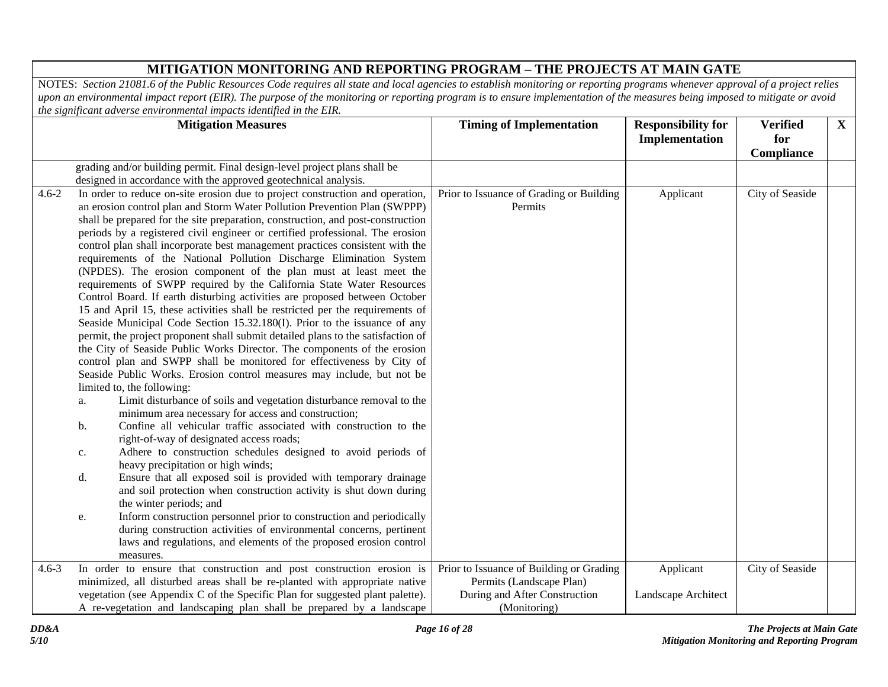| MITIGATION MONITORING AND REPORTING PROGRAM – THE PROJECTS AT MAIN GATE | | | | | |
|---|---|---|---|---|---|
| NOTES: *Section 21081.6 of the Public Resources Code requires all state and local agencies to establish monitoring or reporting programs whenever approval of a project relies upon an environmental impact report (EIR). The purpose of the monitoring or reporting program is to ensure implementation of the measures being imposed to mitigate or avoid the significant adverse environmental impacts identified in the EIR.* | | | | | |
| | **Mitigation Measures** | **Timing of Implementation** | **Responsibility for Implementation** | **Verified for Compliance** | **X** |
| | grading and/or building permit. Final design-level project plans shall be designed in accordance with the approved geotechnical analysis. | | | | |
| 4.6-2 | In order to reduce on-site erosion due to project construction and operation, an erosion control plan and Storm Water Pollution Prevention Plan (SWPPP) shall be prepared for the site preparation, construction, and post-construction periods by a registered civil engineer or certified professional. The erosion control plan shall incorporate best management practices consistent with the requirements of the National Pollution Discharge Elimination System (NPDES). The erosion component of the plan must at least meet the requirements of SWPP required by the California State Water Resources Control Board. If earth disturbing activities are proposed between October 15 and April 15, these activities shall be restricted per the requirements of Seaside Municipal Code Section 15.32.180(I). Prior to the issuance of any permit, the project proponent shall submit detailed plans to the satisfaction of the City of Seaside Public Works Director. The components of the erosion control plan and SWPP shall be monitored for effectiveness by City of Seaside Public Works. Erosion control measures may include, but not be limited to, the following:<br>a. Limit disturbance of soils and vegetation disturbance removal to the minimum area necessary for access and construction;<br>b. Confine all vehicular traffic associated with construction to the right-of-way of designated access roads;<br>c. Adhere to construction schedules designed to avoid periods of heavy precipitation or high winds;<br>d. Ensure that all exposed soil is provided with temporary drainage and soil protection when construction activity is shut down during the winter periods; and<br>e. Inform construction personnel prior to construction and periodically during construction activities of environmental concerns, pertinent laws and regulations, and elements of the proposed erosion control measures. | Prior to Issuance of Grading or Building Permits | Applicant | City of Seaside | |
| 4.6-3 | In order to ensure that construction and post construction erosion is minimized, all disturbed areas shall be re-planted with appropriate native vegetation (see Appendix C of the Specific Plan for suggested plant palette). A re-vegetation and landscaping plan shall be prepared by a landscape | Prior to Issuance of Building or Grading Permits (Landscape Plan)<br>During and After Construction (Monitoring) | Applicant<br><br>Landscape Architect | City of Seaside | |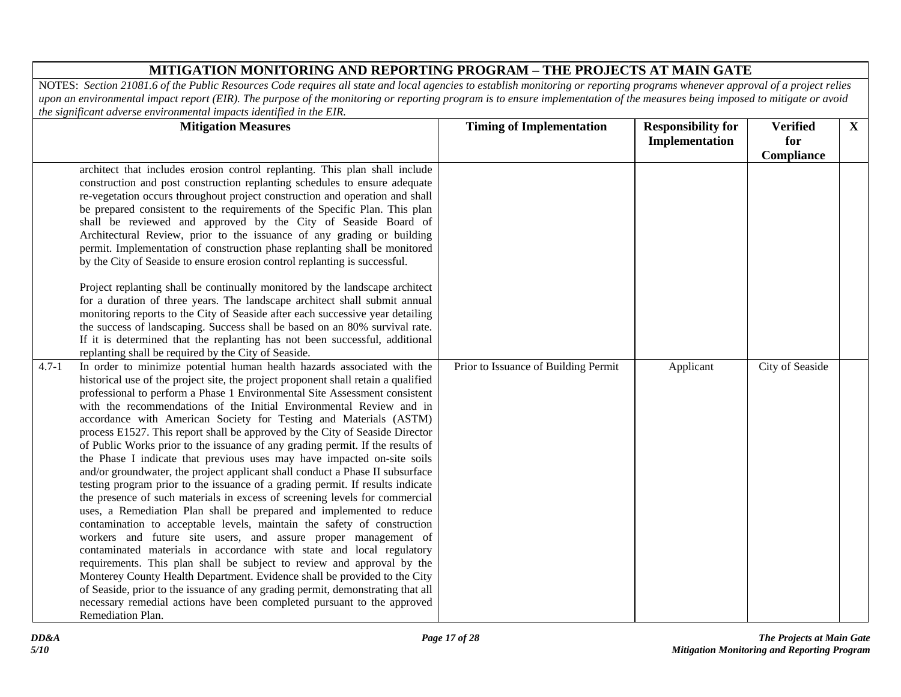## MITIGATION MONITORING AND REPORTING PROGRAM – THE PROJECTS AT MAIN GATE

NOTES: *Section 21081.6 of the Public Resources Code requires all state and local agencies to establish monitoring or reporting programs whenever approval of a project relies upon an environmental impact report (EIR). The purpose of the monitoring or reporting program is to ensure implementation of the measures being imposed to mitigate or avoid the significant adverse environmental impacts identified in the EIR.*

| | Mitigation Measures | Timing of Implementation | Responsibility for Implementation | Verified for Compliance | X |
|---|---|---|---|---|---|
| | architect that includes erosion control replanting. This plan shall include construction and post construction replanting schedules to ensure adequate re-vegetation occurs throughout project construction and operation and shall be prepared consistent to the requirements of the Specific Plan. This plan shall be reviewed and approved by the City of Seaside Board of Architectural Review, prior to the issuance of any grading or building permit. Implementation of construction phase replanting shall be monitored by the City of Seaside to ensure erosion control replanting is successful.<br><br>Project replanting shall be continually monitored by the landscape architect for a duration of three years. The landscape architect shall submit annual monitoring reports to the City of Seaside after each successive year detailing the success of landscaping. Success shall be based on an 80% survival rate. If it is determined that the replanting has not been successful, additional replanting shall be required by the City of Seaside. | | | | |
| 4.7-1 | In order to minimize potential human health hazards associated with the historical use of the project site, the project proponent shall retain a qualified professional to perform a Phase 1 Environmental Site Assessment consistent with the recommendations of the Initial Environmental Review and in accordance with American Society for Testing and Materials (ASTM) process E1527. This report shall be approved by the City of Seaside Director of Public Works prior to the issuance of any grading permit. If the results of the Phase I indicate that previous uses may have impacted on-site soils and/or groundwater, the project applicant shall conduct a Phase II subsurface testing program prior to the issuance of a grading permit. If results indicate the presence of such materials in excess of screening levels for commercial uses, a Remediation Plan shall be prepared and implemented to reduce contamination to acceptable levels, maintain the safety of construction workers and future site users, and assure proper management of contaminated materials in accordance with state and local regulatory requirements. This plan shall be subject to review and approval by the Monterey County Health Department. Evidence shall be provided to the City of Seaside, prior to the issuance of any grading permit, demonstrating that all necessary remedial actions have been completed pursuant to the approved Remediation Plan. | Prior to Issuance of Building Permit | Applicant | City of Seaside | |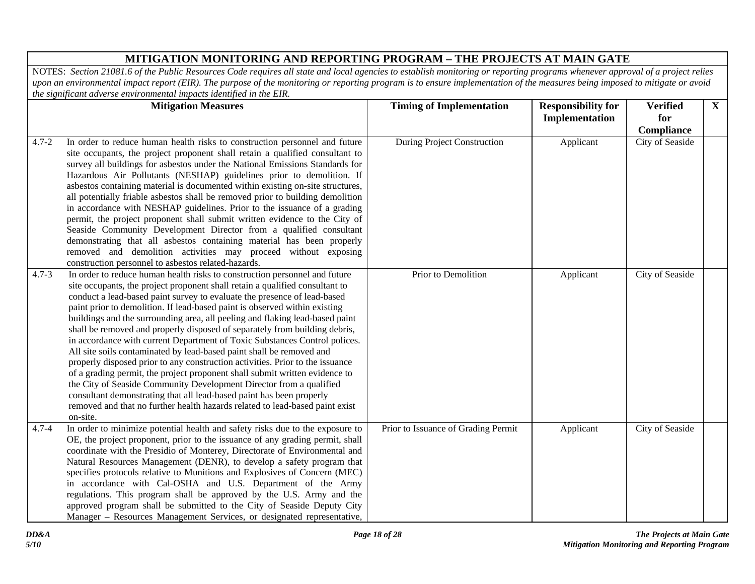## MITIGATION MONITORING AND REPORTING PROGRAM – THE PROJECTS AT MAIN GATE

*NOTES: Section 21081.6 of the Public Resources Code requires all state and local agencies to establish monitoring or reporting programs whenever approval of a project relies upon an environmental impact report (EIR). The purpose of the monitoring or reporting program is to ensure implementation of the measures being imposed to mitigate or avoid the significant adverse environmental impacts identified in the EIR.*

| | Mitigation Measures | Timing of Implementation | Responsibility for Implementation | Verified for Compliance | X |
|---|---|---|---|---|---|
| 4.7-2 | In order to reduce human health risks to construction personnel and future site occupants, the project proponent shall retain a qualified consultant to survey all buildings for asbestos under the National Emissions Standards for Hazardous Air Pollutants (NESHAP) guidelines prior to demolition. If asbestos containing material is documented within existing on-site structures, all potentially friable asbestos shall be removed prior to building demolition in accordance with NESHAP guidelines. Prior to the issuance of a grading permit, the project proponent shall submit written evidence to the City of Seaside Community Development Director from a qualified consultant demonstrating that all asbestos containing material has been properly removed and demolition activities may proceed without exposing construction personnel to asbestos related-hazards. | During Project Construction | Applicant | City of Seaside | |
| 4.7-3 | In order to reduce human health risks to construction personnel and future site occupants, the project proponent shall retain a qualified consultant to conduct a lead-based paint survey to evaluate the presence of lead-based paint prior to demolition. If lead-based paint is observed within existing buildings and the surrounding area, all peeling and flaking lead-based paint shall be removed and properly disposed of separately from building debris, in accordance with current Department of Toxic Substances Control polices. All site soils contaminated by lead-based paint shall be removed and properly disposed prior to any construction activities. Prior to the issuance of a grading permit, the project proponent shall submit written evidence to the City of Seaside Community Development Director from a qualified consultant demonstrating that all lead-based paint has been properly removed and that no further health hazards related to lead-based paint exist on-site. | Prior to Demolition | Applicant | City of Seaside | |
| 4.7-4 | In order to minimize potential health and safety risks due to the exposure to OE, the project proponent, prior to the issuance of any grading permit, shall coordinate with the Presidio of Monterey, Directorate of Environmental and Natural Resources Management (DENR), to develop a safety program that specifies protocols relative to Munitions and Explosives of Concern (MEC) in accordance with Cal-OSHA and U.S. Department of the Army regulations. This program shall be approved by the U.S. Army and the approved program shall be submitted to the City of Seaside Deputy City Manager – Resources Management Services, or designated representative, | Prior to Issuance of Grading Permit | Applicant | City of Seaside | |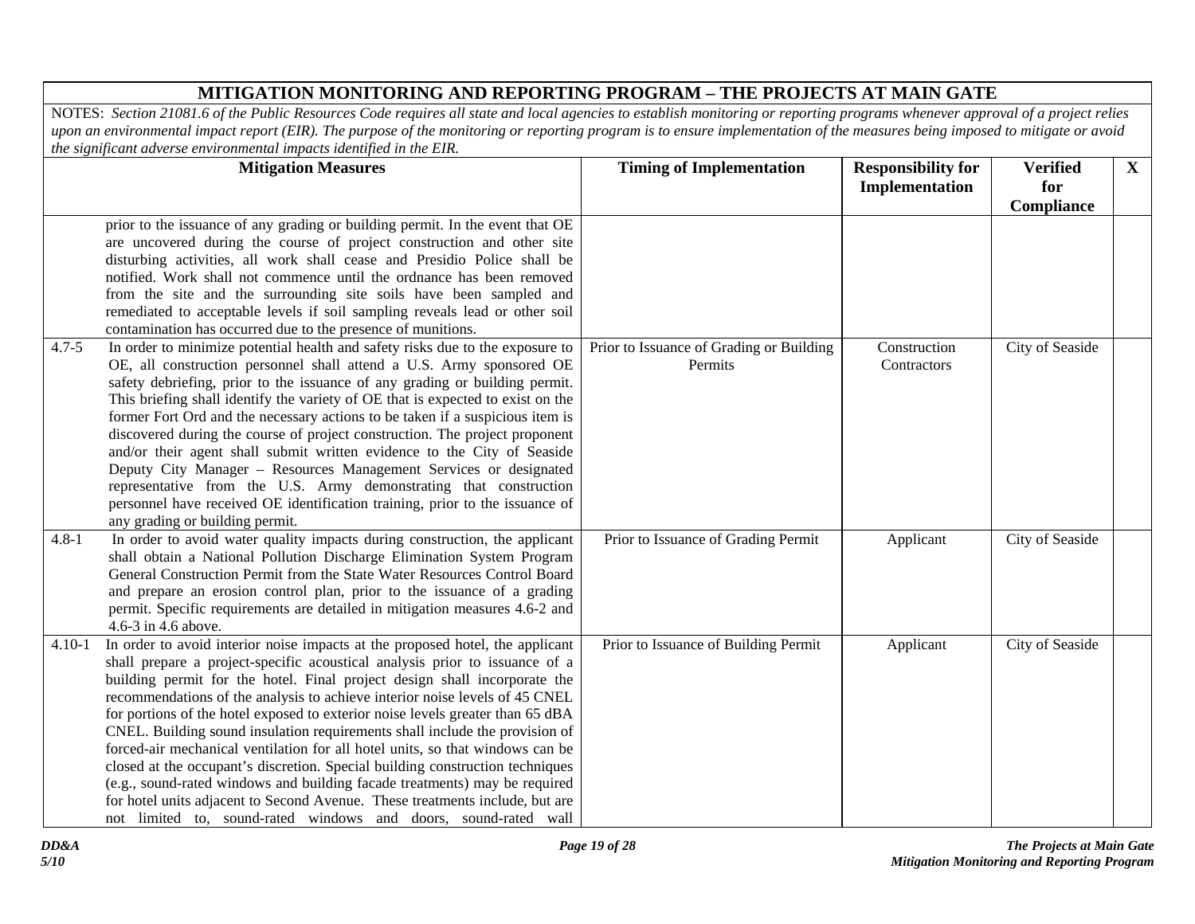## MITIGATION MONITORING AND REPORTING PROGRAM – THE PROJECTS AT MAIN GATE

NOTES: *Section 21081.6 of the Public Resources Code requires all state and local agencies to establish monitoring or reporting programs whenever approval of a project relies upon an environmental impact report (EIR). The purpose of the monitoring or reporting program is to ensure implementation of the measures being imposed to mitigate or avoid the significant adverse environmental impacts identified in the EIR.*

| Mitigation Measures | | Timing of Implementation | Responsibility for Implementation | Verified for Compliance | X |
|---|---|---|---|---|---|
| | prior to the issuance of any grading or building permit. In the event that OE are uncovered during the course of project construction and other site disturbing activities, all work shall cease and Presidio Police shall be notified. Work shall not commence until the ordnance has been removed from the site and the surrounding site soils have been sampled and remediated to acceptable levels if soil sampling reveals lead or other soil contamination has occurred due to the presence of munitions. | | | | |
| 4.7-5 | In order to minimize potential health and safety risks due to the exposure to OE, all construction personnel shall attend a U.S. Army sponsored OE safety debriefing, prior to the issuance of any grading or building permit. This briefing shall identify the variety of OE that is expected to exist on the former Fort Ord and the necessary actions to be taken if a suspicious item is discovered during the course of project construction. The project proponent and/or their agent shall submit written evidence to the City of Seaside Deputy City Manager – Resources Management Services or designated representative from the U.S. Army demonstrating that construction personnel have received OE identification training, prior to the issuance of any grading or building permit. | Prior to Issuance of Grading or Building Permits | Construction Contractors | City of Seaside | |
| 4.8-1 | In order to avoid water quality impacts during construction, the applicant shall obtain a National Pollution Discharge Elimination System Program General Construction Permit from the State Water Resources Control Board and prepare an erosion control plan, prior to the issuance of a grading permit. Specific requirements are detailed in mitigation measures 4.6-2 and 4.6-3 in 4.6 above. | Prior to Issuance of Grading Permit | Applicant | City of Seaside | |
| 4.10-1 | In order to avoid interior noise impacts at the proposed hotel, the applicant shall prepare a project-specific acoustical analysis prior to issuance of a building permit for the hotel. Final project design shall incorporate the recommendations of the analysis to achieve interior noise levels of 45 CNEL for portions of the hotel exposed to exterior noise levels greater than 65 dBA CNEL. Building sound insulation requirements shall include the provision of forced-air mechanical ventilation for all hotel units, so that windows can be closed at the occupant's discretion. Special building construction techniques (e.g., sound-rated windows and building facade treatments) may be required for hotel units adjacent to Second Avenue. These treatments include, but are not limited to, sound-rated windows and doors, sound-rated wall | Prior to Issuance of Building Permit | Applicant | City of Seaside | |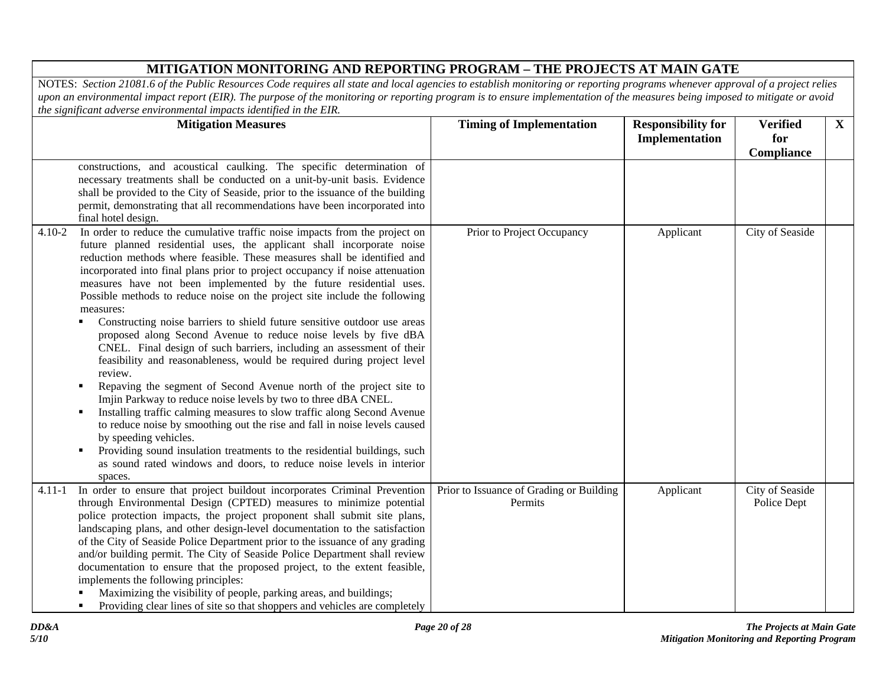## MITIGATION MONITORING AND REPORTING PROGRAM – THE PROJECTS AT MAIN GATE

*NOTES: Section 21081.6 of the Public Resources Code requires all state and local agencies to establish monitoring or reporting programs whenever approval of a project relies upon an environmental impact report (EIR). The purpose of the monitoring or reporting program is to ensure implementation of the measures being imposed to mitigate or avoid the significant adverse environmental impacts identified in the EIR.*

| Mitigation Measures | Timing of Implementation | Responsibility for Implementation | Verified for Compliance | X |
|---|---|---|---|---|
| constructions, and acoustical caulking. The specific determination of necessary treatments shall be conducted on a unit-by-unit basis. Evidence shall be provided to the City of Seaside, prior to the issuance of the building permit, demonstrating that all recommendations have been incorporated into final hotel design. | | | | |
| 4.10-2 In order to reduce the cumulative traffic noise impacts from the project on future planned residential uses, the applicant shall incorporate noise reduction methods where feasible. These measures shall be identified and incorporated into final plans prior to project occupancy if noise attenuation measures have not been implemented by the future residential uses. Possible methods to reduce noise on the project site include the following measures:<br>▪ Constructing noise barriers to shield future sensitive outdoor use areas proposed along Second Avenue to reduce noise levels by five dBA CNEL. Final design of such barriers, including an assessment of their feasibility and reasonableness, would be required during project level review.<br>▪ Repaving the segment of Second Avenue north of the project site to Imjin Parkway to reduce noise levels by two to three dBA CNEL.<br>▪ Installing traffic calming measures to slow traffic along Second Avenue to reduce noise by smoothing out the rise and fall in noise levels caused by speeding vehicles.<br>▪ Providing sound insulation treatments to the residential buildings, such as sound rated windows and doors, to reduce noise levels in interior spaces. | Prior to Project Occupancy | Applicant | City of Seaside | |
| 4.11-1 In order to ensure that project buildout incorporates Criminal Prevention through Environmental Design (CPTED) measures to minimize potential police protection impacts, the project proponent shall submit site plans, landscaping plans, and other design-level documentation to the satisfaction of the City of Seaside Police Department prior to the issuance of any grading and/or building permit. The City of Seaside Police Department shall review documentation to ensure that the proposed project, to the extent feasible, implements the following principles:<br>▪ Maximizing the visibility of people, parking areas, and buildings;<br>▪ Providing clear lines of site so that shoppers and vehicles are completely | Prior to Issuance of Grading or Building Permits | Applicant | City of Seaside Police Dept | |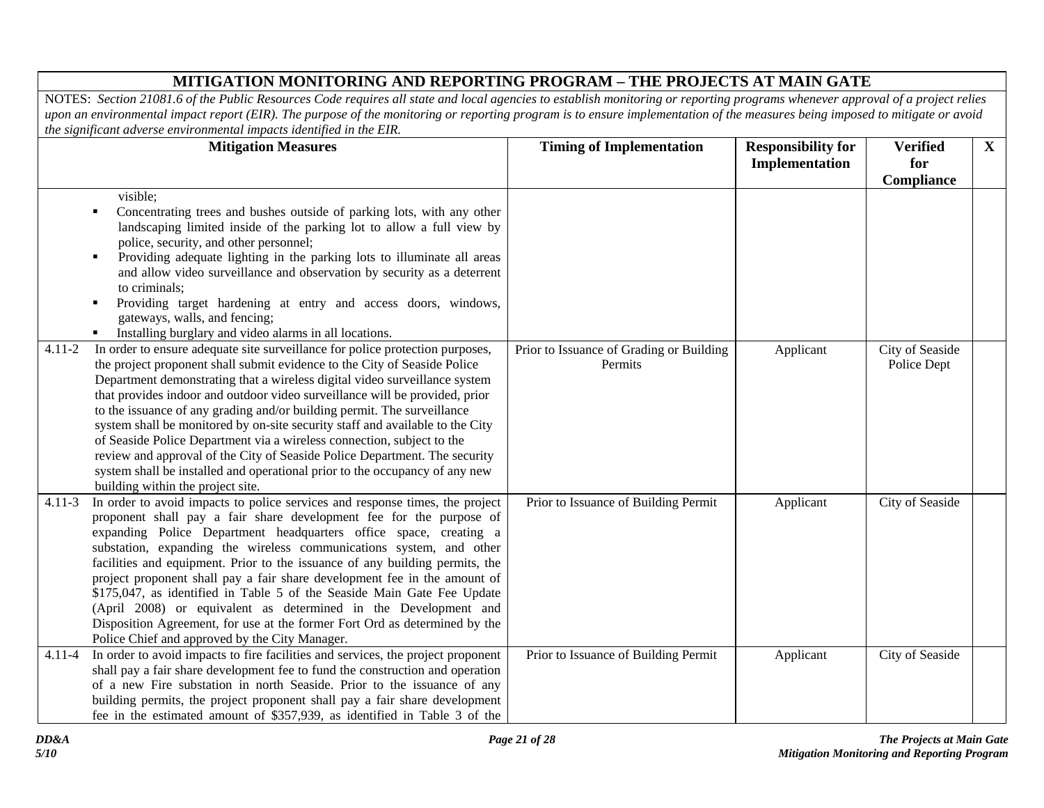# MITIGATION MONITORING AND REPORTING PROGRAM – THE PROJECTS AT MAIN GATE

*NOTES: Section 21081.6 of the Public Resources Code requires all state and local agencies to establish monitoring or reporting programs whenever approval of a project relies upon an environmental impact report (EIR). The purpose of the monitoring or reporting program is to ensure implementation of the measures being imposed to mitigate or avoid the significant adverse environmental impacts identified in the EIR.*

| Mitigation Measures | Timing of Implementation | Responsibility for Implementation | Verified for Compliance | X |
|---|---|---|---|---|
| visible;<br>▪ Concentrating trees and bushes outside of parking lots, with any other landscaping limited inside of the parking lot to allow a full view by police, security, and other personnel;<br>▪ Providing adequate lighting in the parking lots to illuminate all areas and allow video surveillance and observation by security as a deterrent to criminals;<br>▪ Providing target hardening at entry and access doors, windows, gateways, walls, and fencing;<br>▪ Installing burglary and video alarms in all locations. | | | | |
| 4.11-2 In order to ensure adequate site surveillance for police protection purposes, the project proponent shall submit evidence to the City of Seaside Police Department demonstrating that a wireless digital video surveillance system that provides indoor and outdoor video surveillance will be provided, prior to the issuance of any grading and/or building permit. The surveillance system shall be monitored by on-site security staff and available to the City of Seaside Police Department via a wireless connection, subject to the review and approval of the City of Seaside Police Department. The security system shall be installed and operational prior to the occupancy of any new building within the project site. | Prior to Issuance of Grading or Building Permits | Applicant | City of Seaside Police Dept | |
| 4.11-3 In order to avoid impacts to police services and response times, the project proponent shall pay a fair share development fee for the purpose of expanding Police Department headquarters office space, creating a substation, expanding the wireless communications system, and other facilities and equipment. Prior to the issuance of any building permits, the project proponent shall pay a fair share development fee in the amount of $175,047, as identified in Table 5 of the Seaside Main Gate Fee Update (April 2008) or equivalent as determined in the Development and Disposition Agreement, for use at the former Fort Ord as determined by the Police Chief and approved by the City Manager. | Prior to Issuance of Building Permit | Applicant | City of Seaside | |
| 4.11-4 In order to avoid impacts to fire facilities and services, the project proponent shall pay a fair share development fee to fund the construction and operation of a new Fire substation in north Seaside. Prior to the issuance of any building permits, the project proponent shall pay a fair share development fee in the estimated amount of $357,939, as identified in Table 3 of the | Prior to Issuance of Building Permit | Applicant | City of Seaside | |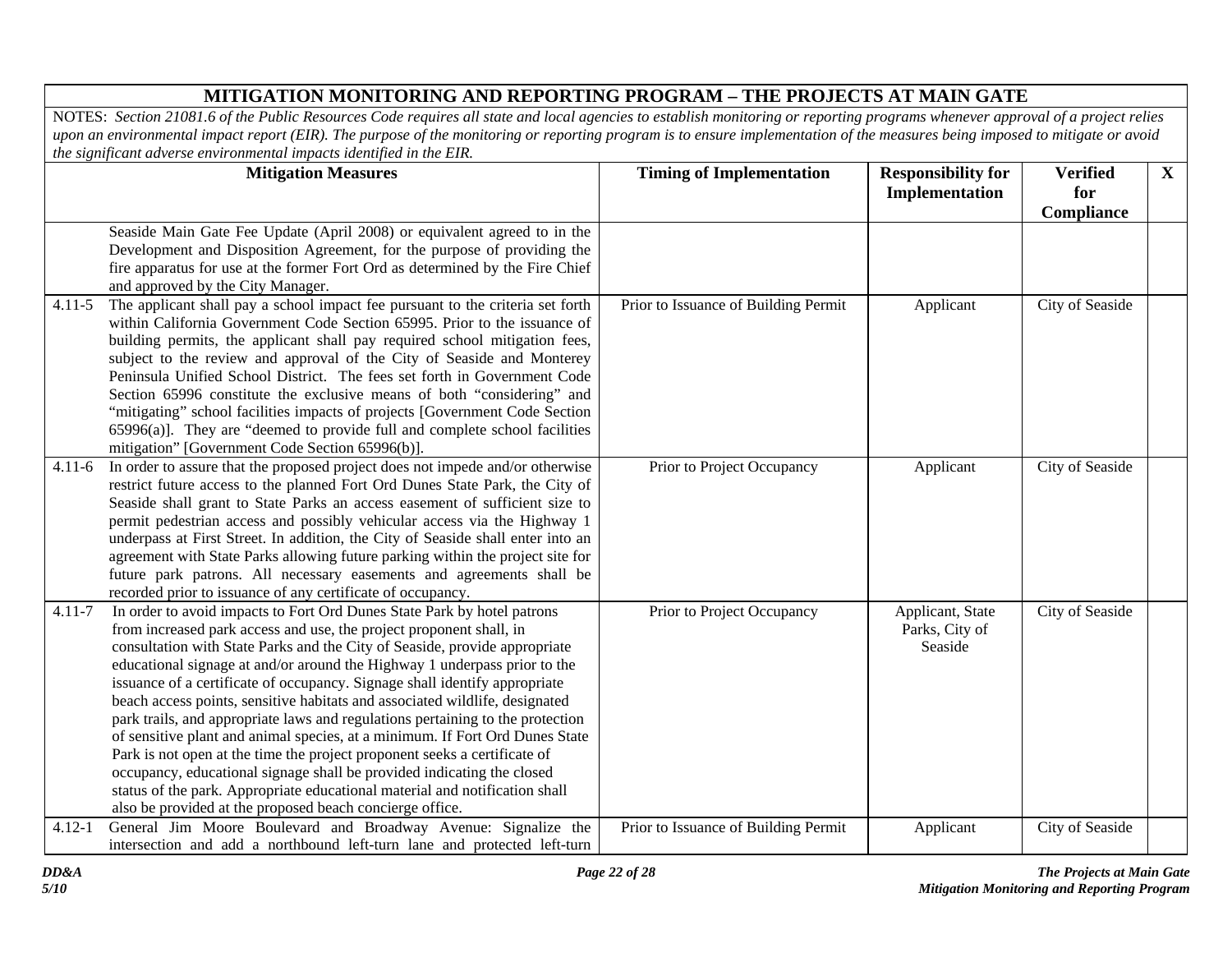## MITIGATION MONITORING AND REPORTING PROGRAM – THE PROJECTS AT MAIN GATE

NOTES: *Section 21081.6 of the Public Resources Code requires all state and local agencies to establish monitoring or reporting programs whenever approval of a project relies upon an environmental impact report (EIR). The purpose of the monitoring or reporting program is to ensure implementation of the measures being imposed to mitigate or avoid the significant adverse environmental impacts identified in the EIR.*

| | Mitigation Measures | Timing of Implementation | Responsibility for Implementation | Verified for Compliance | X |
|---|---|---|---|---|---|
| | Seaside Main Gate Fee Update (April 2008) or equivalent agreed to in the Development and Disposition Agreement, for the purpose of providing the fire apparatus for use at the former Fort Ord as determined by the Fire Chief and approved by the City Manager. | | | | |
| 4.11-5 | The applicant shall pay a school impact fee pursuant to the criteria set forth within California Government Code Section 65995. Prior to the issuance of building permits, the applicant shall pay required school mitigation fees, subject to the review and approval of the City of Seaside and Monterey Peninsula Unified School District. The fees set forth in Government Code Section 65996 constitute the exclusive means of both "considering" and "mitigating" school facilities impacts of projects [Government Code Section 65996(a)]. They are "deemed to provide full and complete school facilities mitigation" [Government Code Section 65996(b)]. | Prior to Issuance of Building Permit | Applicant | City of Seaside | |
| 4.11-6 | In order to assure that the proposed project does not impede and/or otherwise restrict future access to the planned Fort Ord Dunes State Park, the City of Seaside shall grant to State Parks an access easement of sufficient size to permit pedestrian access and possibly vehicular access via the Highway 1 underpass at First Street. In addition, the City of Seaside shall enter into an agreement with State Parks allowing future parking within the project site for future park patrons. All necessary easements and agreements shall be recorded prior to issuance of any certificate of occupancy. | Prior to Project Occupancy | Applicant | City of Seaside | |
| 4.11-7 | In order to avoid impacts to Fort Ord Dunes State Park by hotel patrons from increased park access and use, the project proponent shall, in consultation with State Parks and the City of Seaside, provide appropriate educational signage at and/or around the Highway 1 underpass prior to the issuance of a certificate of occupancy. Signage shall identify appropriate beach access points, sensitive habitats and associated wildlife, designated park trails, and appropriate laws and regulations pertaining to the protection of sensitive plant and animal species, at a minimum. If Fort Ord Dunes State Park is not open at the time the project proponent seeks a certificate of occupancy, educational signage shall be provided indicating the closed status of the park. Appropriate educational material and notification shall also be provided at the proposed beach concierge office. | Prior to Project Occupancy | Applicant, State Parks, City of Seaside | City of Seaside | |
| 4.12-1 | General Jim Moore Boulevard and Broadway Avenue: Signalize the intersection and add a northbound left-turn lane and protected left-turn | Prior to Issuance of Building Permit | Applicant | City of Seaside | |

*DD&A*
*5/10*

*The Projects at Main Gate*
*Mitigation Monitoring and Reporting Program*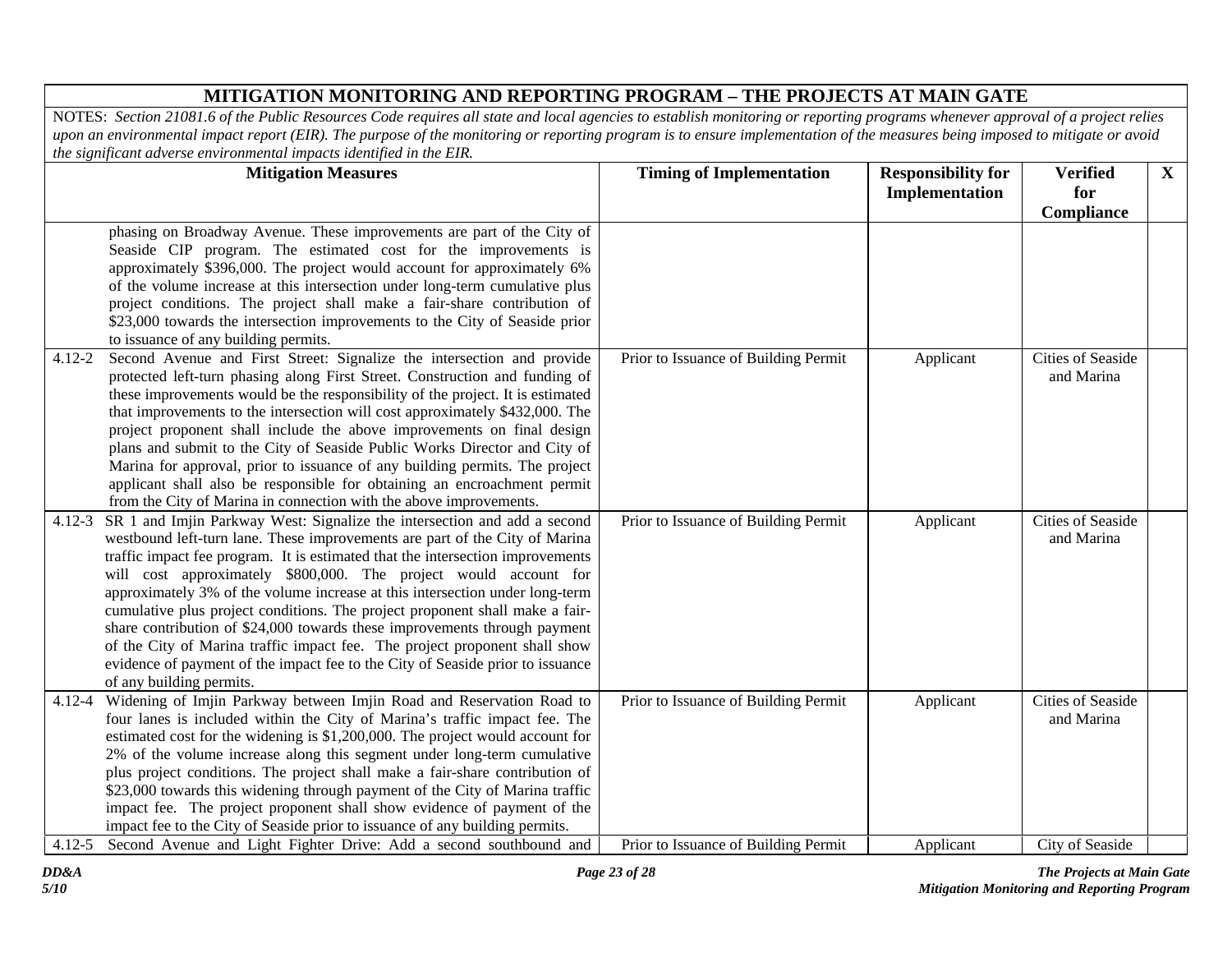## MITIGATION MONITORING AND REPORTING PROGRAM – THE PROJECTS AT MAIN GATE

*NOTES: Section 21081.6 of the Public Resources Code requires all state and local agencies to establish monitoring or reporting programs whenever approval of a project relies upon an environmental impact report (EIR). The purpose of the monitoring or reporting program is to ensure implementation of the measures being imposed to mitigate or avoid the significant adverse environmental impacts identified in the EIR.*

| Mitigation Measures | Timing of Implementation | Responsibility for Implementation | Verified for Compliance | X |
|---|---|---|---|---|
| phasing on Broadway Avenue. These improvements are part of the City of Seaside CIP program. The estimated cost for the improvements is approximately $396,000. The project would account for approximately 6% of the volume increase at this intersection under long-term cumulative plus project conditions. The project shall make a fair-share contribution of $23,000 towards the intersection improvements to the City of Seaside prior to issuance of any building permits. | | | | |
| 4.12-2 Second Avenue and First Street: Signalize the intersection and provide protected left-turn phasing along First Street. Construction and funding of these improvements would be the responsibility of the project. It is estimated that improvements to the intersection will cost approximately $432,000. The project proponent shall include the above improvements on final design plans and submit to the City of Seaside Public Works Director and City of Marina for approval, prior to issuance of any building permits. The project applicant shall also be responsible for obtaining an encroachment permit from the City of Marina in connection with the above improvements. | Prior to Issuance of Building Permit | Applicant | Cities of Seaside and Marina | |
| 4.12-3 SR 1 and Imjin Parkway West: Signalize the intersection and add a second westbound left-turn lane. These improvements are part of the City of Marina traffic impact fee program. It is estimated that the intersection improvements will cost approximately $800,000. The project would account for approximately 3% of the volume increase at this intersection under long-term cumulative plus project conditions. The project proponent shall make a fair-share contribution of $24,000 towards these improvements through payment of the City of Marina traffic impact fee. The project proponent shall show evidence of payment of the impact fee to the City of Seaside prior to issuance of any building permits. | Prior to Issuance of Building Permit | Applicant | Cities of Seaside and Marina | |
| 4.12-4 Widening of Imjin Parkway between Imjin Road and Reservation Road to four lanes is included within the City of Marina's traffic impact fee. The estimated cost for the widening is $1,200,000. The project would account for 2% of the volume increase along this segment under long-term cumulative plus project conditions. The project shall make a fair-share contribution of $23,000 towards this widening through payment of the City of Marina traffic impact fee. The project proponent shall show evidence of payment of the impact fee to the City of Seaside prior to issuance of any building permits. | Prior to Issuance of Building Permit | Applicant | Cities of Seaside and Marina | |
| 4.12-5 Second Avenue and Light Fighter Drive: Add a second southbound and | Prior to Issuance of Building Permit | Applicant | City of Seaside | |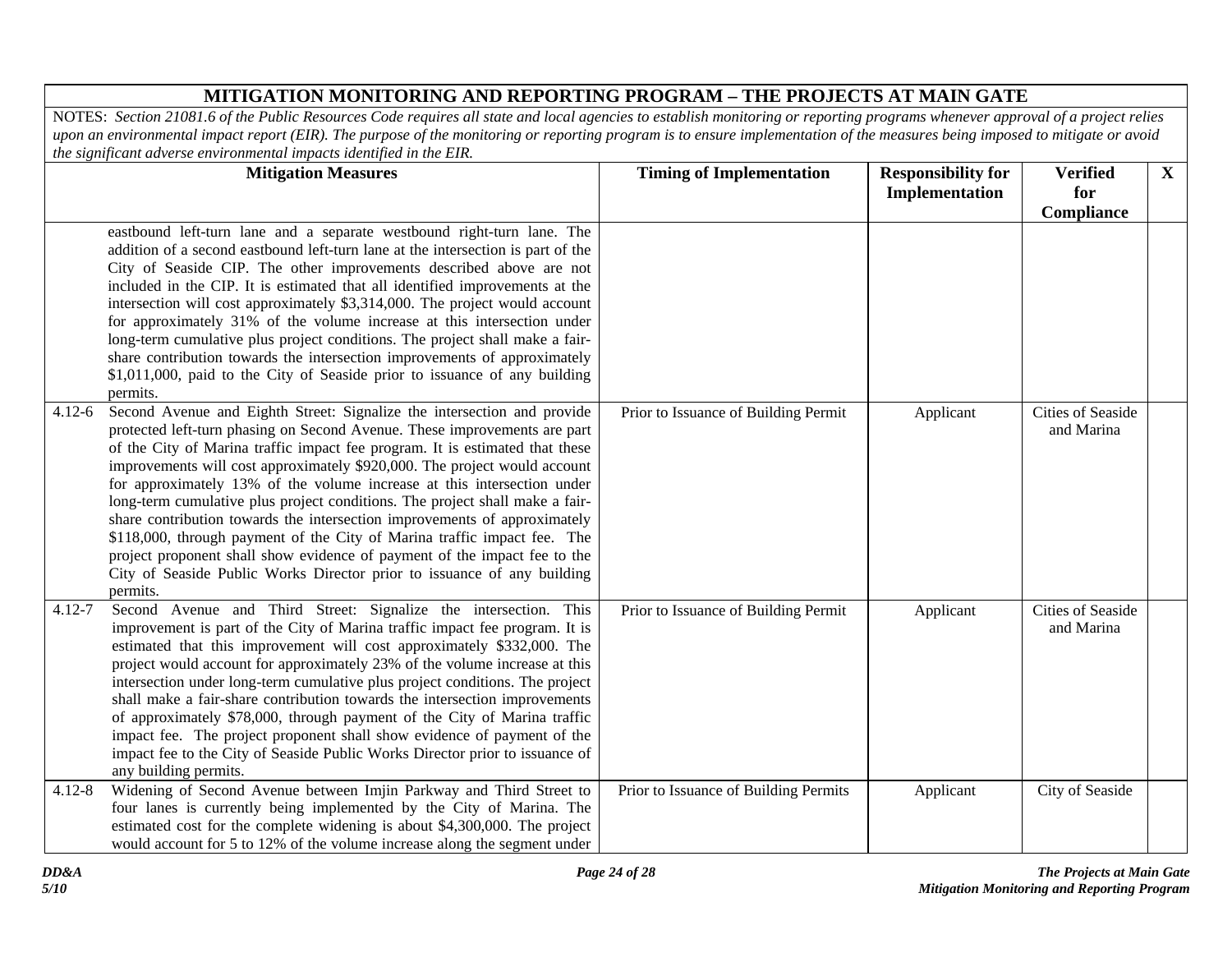## MITIGATION MONITORING AND REPORTING PROGRAM – THE PROJECTS AT MAIN GATE

NOTES: *Section 21081.6 of the Public Resources Code requires all state and local agencies to establish monitoring or reporting programs whenever approval of a project relies upon an environmental impact report (EIR). The purpose of the monitoring or reporting program is to ensure implementation of the measures being imposed to mitigate or avoid the significant adverse environmental impacts identified in the EIR.*

| | Mitigation Measures | Timing of Implementation | Responsibility for Implementation | Verified for Compliance | X |
|---|---|---|---|---|---|
| | eastbound left-turn lane and a separate westbound right-turn lane. The addition of a second eastbound left-turn lane at the intersection is part of the City of Seaside CIP. The other improvements described above are not included in the CIP. It is estimated that all identified improvements at the intersection will cost approximately $3,314,000. The project would account for approximately 31% of the volume increase at this intersection under long-term cumulative plus project conditions. The project shall make a fair-share contribution towards the intersection improvements of approximately $1,011,000, paid to the City of Seaside prior to issuance of any building permits. | | | | |
| 4.12-6 | Second Avenue and Eighth Street: Signalize the intersection and provide protected left-turn phasing on Second Avenue. These improvements are part of the City of Marina traffic impact fee program. It is estimated that these improvements will cost approximately $920,000. The project would account for approximately 13% of the volume increase at this intersection under long-term cumulative plus project conditions. The project shall make a fair-share contribution towards the intersection improvements of approximately $118,000, through payment of the City of Marina traffic impact fee. The project proponent shall show evidence of payment of the impact fee to the City of Seaside Public Works Director prior to issuance of any building permits. | Prior to Issuance of Building Permit | Applicant | Cities of Seaside and Marina | |
| 4.12-7 | Second Avenue and Third Street: Signalize the intersection. This improvement is part of the City of Marina traffic impact fee program. It is estimated that this improvement will cost approximately $332,000. The project would account for approximately 23% of the volume increase at this intersection under long-term cumulative plus project conditions. The project shall make a fair-share contribution towards the intersection improvements of approximately $78,000, through payment of the City of Marina traffic impact fee. The project proponent shall show evidence of payment of the impact fee to the City of Seaside Public Works Director prior to issuance of any building permits. | Prior to Issuance of Building Permit | Applicant | Cities of Seaside and Marina | |
| 4.12-8 | Widening of Second Avenue between Imjin Parkway and Third Street to four lanes is currently being implemented by the City of Marina. The estimated cost for the complete widening is about $4,300,000. The project would account for 5 to 12% of the volume increase along the segment under | Prior to Issuance of Building Permits | Applicant | City of Seaside | |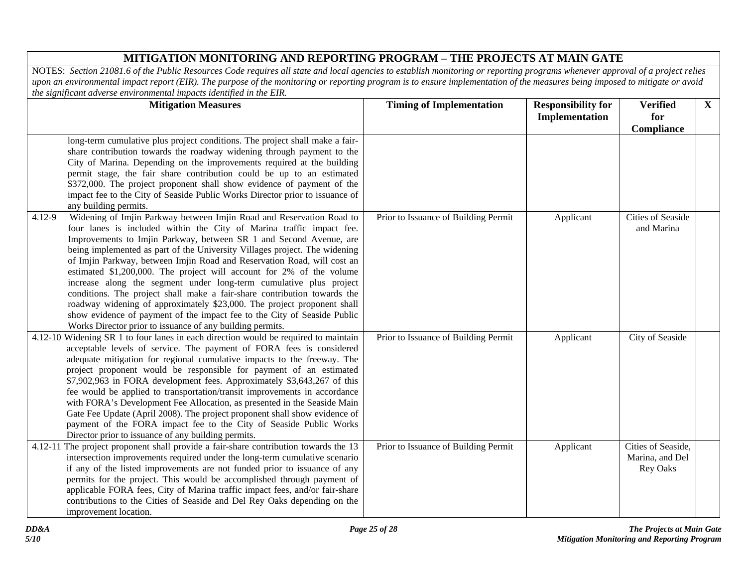# MITIGATION MONITORING AND REPORTING PROGRAM – THE PROJECTS AT MAIN GATE

NOTES: *Section 21081.6 of the Public Resources Code requires all state and local agencies to establish monitoring or reporting programs whenever approval of a project relies upon an environmental impact report (EIR). The purpose of the monitoring or reporting program is to ensure implementation of the measures being imposed to mitigate or avoid the significant adverse environmental impacts identified in the EIR.*

| Mitigation Measures | Timing of Implementation | Responsibility for Implementation | Verified for Compliance | X |
|---|---|---|---|---|
| long-term cumulative plus project conditions. The project shall make a fair-share contribution towards the roadway widening through payment to the City of Marina. Depending on the improvements required at the building permit stage, the fair share contribution could be up to an estimated $372,000. The project proponent shall show evidence of payment of the impact fee to the City of Seaside Public Works Director prior to issuance of any building permits. | | | | |
| 4.12-9 Widening of Imjin Parkway between Imjin Road and Reservation Road to four lanes is included within the City of Marina traffic impact fee. Improvements to Imjin Parkway, between SR 1 and Second Avenue, are being implemented as part of the University Villages project. The widening of Imjin Parkway, between Imjin Road and Reservation Road, will cost an estimated $1,200,000. The project will account for 2% of the volume increase along the segment under long-term cumulative plus project conditions. The project shall make a fair-share contribution towards the roadway widening of approximately $23,000. The project proponent shall show evidence of payment of the impact fee to the City of Seaside Public Works Director prior to issuance of any building permits. | Prior to Issuance of Building Permit | Applicant | Cities of Seaside and Marina | |
| 4.12-10 Widening SR 1 to four lanes in each direction would be required to maintain acceptable levels of service. The payment of FORA fees is considered adequate mitigation for regional cumulative impacts to the freeway. The project proponent would be responsible for payment of an estimated $7,902,963 in FORA development fees. Approximately $3,643,267 of this fee would be applied to transportation/transit improvements in accordance with FORA's Development Fee Allocation, as presented in the Seaside Main Gate Fee Update (April 2008). The project proponent shall show evidence of payment of the FORA impact fee to the City of Seaside Public Works Director prior to issuance of any building permits. | Prior to Issuance of Building Permit | Applicant | City of Seaside | |
| 4.12-11 The project proponent shall provide a fair-share contribution towards the 13 intersection improvements required under the long-term cumulative scenario if any of the listed improvements are not funded prior to issuance of any permits for the project. This would be accomplished through payment of applicable FORA fees, City of Marina traffic impact fees, and/or fair-share contributions to the Cities of Seaside and Del Rey Oaks depending on the improvement location. | Prior to Issuance of Building Permit | Applicant | Cities of Seaside, Marina, and Del Rey Oaks | |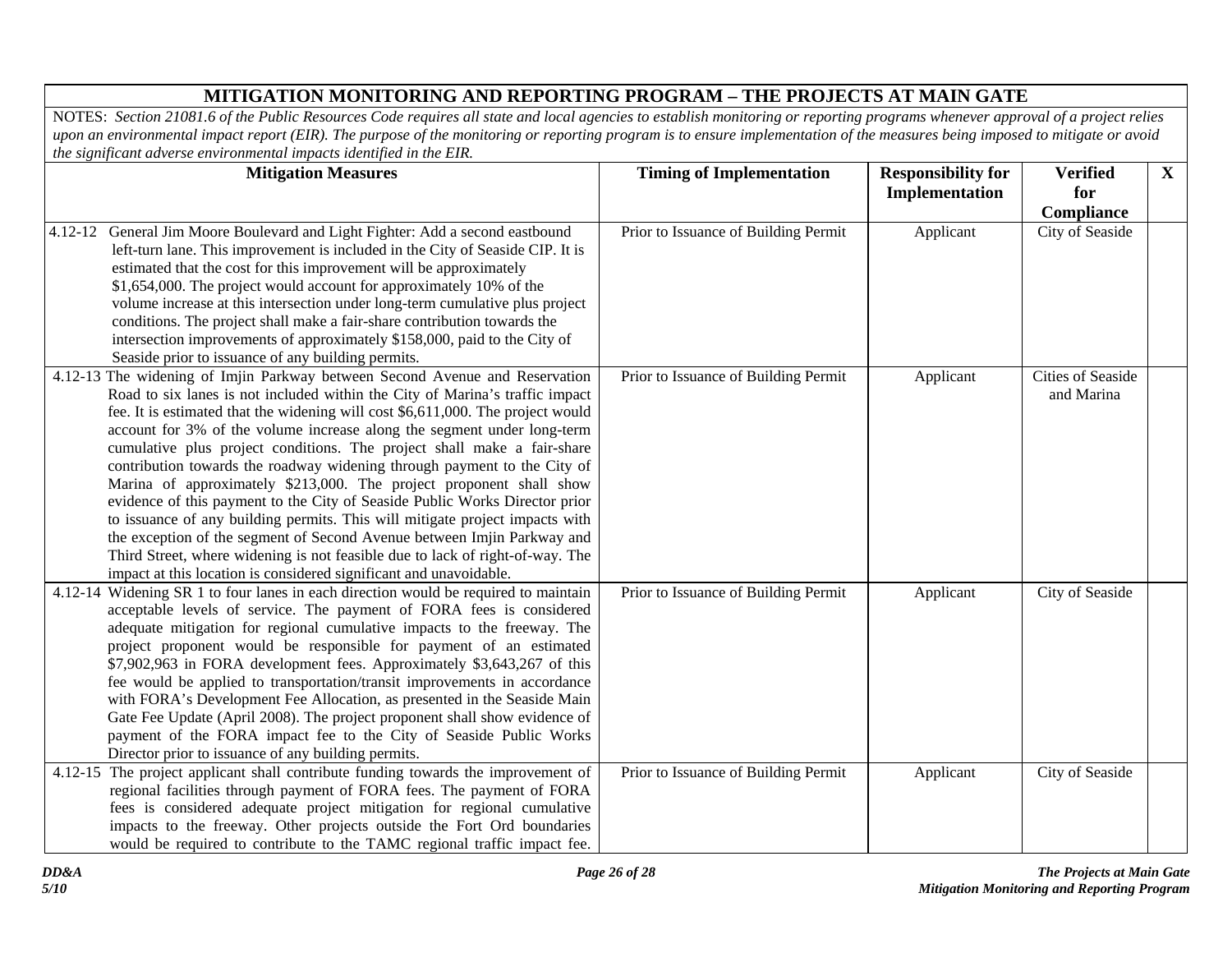| MITIGATION MONITORING AND REPORTING PROGRAM – THE PROJECTS AT MAIN GATE | | | | |
|---|---|---|---|---|
| NOTES: *Section 21081.6 of the Public Resources Code requires all state and local agencies to establish monitoring or reporting programs whenever approval of a project relies upon an environmental impact report (EIR). The purpose of the monitoring or reporting program is to ensure implementation of the measures being imposed to mitigate or avoid the significant adverse environmental impacts identified in the EIR.* | | | | |
| **Mitigation Measures** | **Timing of Implementation** | **Responsibility for Implementation** | **Verified for Compliance** | **X** |
| 4.12-12 General Jim Moore Boulevard and Light Fighter: Add a second eastbound left-turn lane. This improvement is included in the City of Seaside CIP. It is estimated that the cost for this improvement will be approximately $1,654,000. The project would account for approximately 10% of the volume increase at this intersection under long-term cumulative plus project conditions. The project shall make a fair-share contribution towards the intersection improvements of approximately $158,000, paid to the City of Seaside prior to issuance of any building permits. | Prior to Issuance of Building Permit | Applicant | City of Seaside | |
| 4.12-13 The widening of Imjin Parkway between Second Avenue and Reservation Road to six lanes is not included within the City of Marina's traffic impact fee. It is estimated that the widening will cost $6,611,000. The project would account for 3% of the volume increase along the segment under long-term cumulative plus project conditions. The project shall make a fair-share contribution towards the roadway widening through payment to the City of Marina of approximately $213,000. The project proponent shall show evidence of this payment to the City of Seaside Public Works Director prior to issuance of any building permits. This will mitigate project impacts with the exception of the segment of Second Avenue between Imjin Parkway and Third Street, where widening is not feasible due to lack of right-of-way. The impact at this location is considered significant and unavoidable. | Prior to Issuance of Building Permit | Applicant | Cities of Seaside and Marina | |
| 4.12-14 Widening SR 1 to four lanes in each direction would be required to maintain acceptable levels of service. The payment of FORA fees is considered adequate mitigation for regional cumulative impacts to the freeway. The project proponent would be responsible for payment of an estimated $7,902,963 in FORA development fees. Approximately $3,643,267 of this fee would be applied to transportation/transit improvements in accordance with FORA's Development Fee Allocation, as presented in the Seaside Main Gate Fee Update (April 2008). The project proponent shall show evidence of payment of the FORA impact fee to the City of Seaside Public Works Director prior to issuance of any building permits. | Prior to Issuance of Building Permit | Applicant | City of Seaside | |
| 4.12-15 The project applicant shall contribute funding towards the improvement of regional facilities through payment of FORA fees. The payment of FORA fees is considered adequate project mitigation for regional cumulative impacts to the freeway. Other projects outside the Fort Ord boundaries would be required to contribute to the TAMC regional traffic impact fee. | Prior to Issuance of Building Permit | Applicant | City of Seaside | |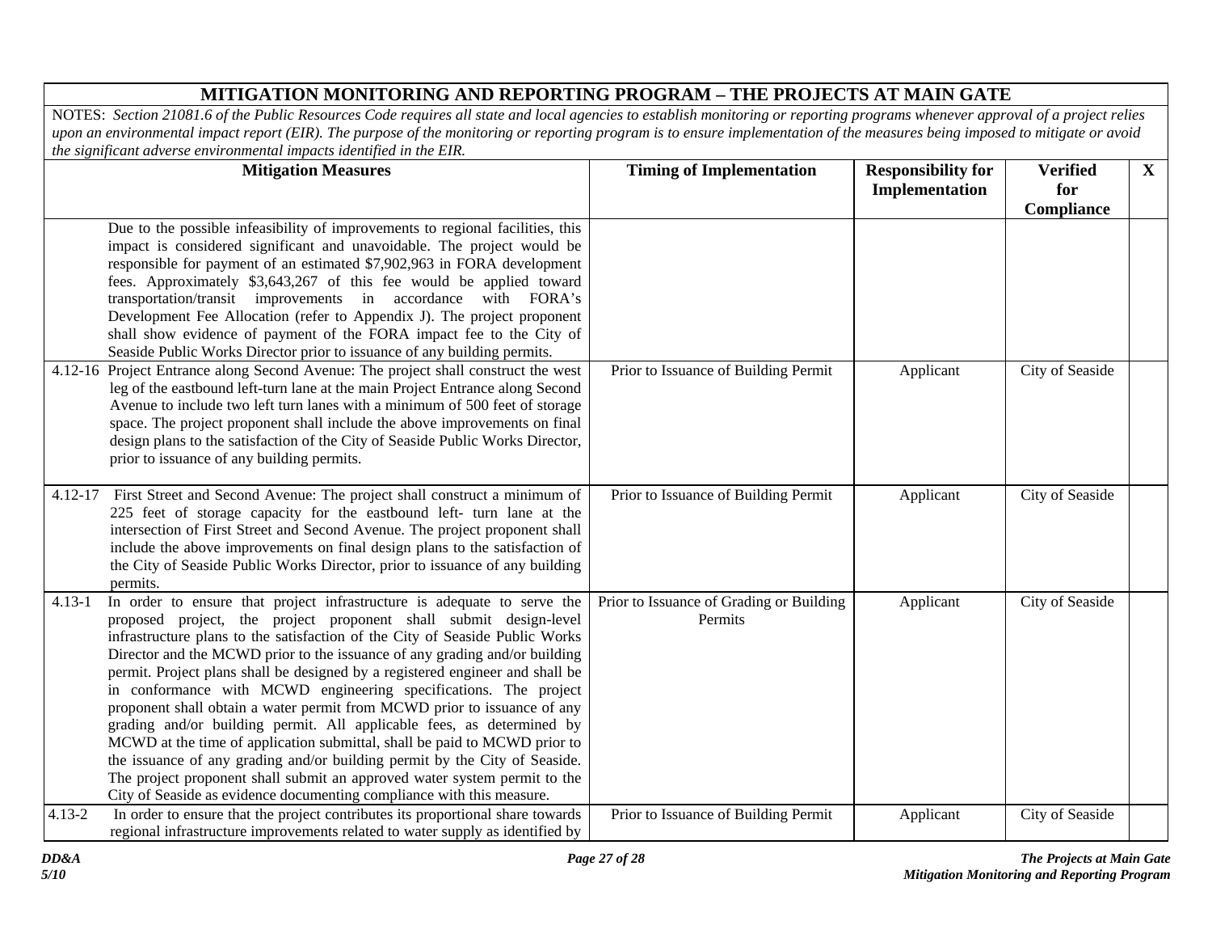| MITIGATION MONITORING AND REPORTING PROGRAM – THE PROJECTS AT MAIN GATE | | | | |
|---|---|---|---|---|
| NOTES: *Section 21081.6 of the Public Resources Code requires all state and local agencies to establish monitoring or reporting programs whenever approval of a project relies upon an environmental impact report (EIR). The purpose of the monitoring or reporting program is to ensure implementation of the measures being imposed to mitigate or avoid the significant adverse environmental impacts identified in the EIR.* | | | | |
| **Mitigation Measures** | **Timing of Implementation** | **Responsibility for Implementation** | **Verified for Compliance** | **X** |
| Due to the possible infeasibility of improvements to regional facilities, this impact is considered significant and unavoidable. The project would be responsible for payment of an estimated $7,902,963 in FORA development fees. Approximately $3,643,267 of this fee would be applied toward transportation/transit improvements in accordance with FORA's Development Fee Allocation (refer to Appendix J). The project proponent shall show evidence of payment of the FORA impact fee to the City of Seaside Public Works Director prior to issuance of any building permits. | | | | |
| 4.12-16 Project Entrance along Second Avenue: The project shall construct the west leg of the eastbound left-turn lane at the main Project Entrance along Second Avenue to include two left turn lanes with a minimum of 500 feet of storage space. The project proponent shall include the above improvements on final design plans to the satisfaction of the City of Seaside Public Works Director, prior to issuance of any building permits. | Prior to Issuance of Building Permit | Applicant | City of Seaside | |
| 4.12-17 First Street and Second Avenue: The project shall construct a minimum of 225 feet of storage capacity for the eastbound left- turn lane at the intersection of First Street and Second Avenue. The project proponent shall include the above improvements on final design plans to the satisfaction of the City of Seaside Public Works Director, prior to issuance of any building permits. | Prior to Issuance of Building Permit | Applicant | City of Seaside | |
| 4.13-1 In order to ensure that project infrastructure is adequate to serve the proposed project, the project proponent shall submit design-level infrastructure plans to the satisfaction of the City of Seaside Public Works Director and the MCWD prior to the issuance of any grading and/or building permit. Project plans shall be designed by a registered engineer and shall be in conformance with MCWD engineering specifications. The project proponent shall obtain a water permit from MCWD prior to issuance of any grading and/or building permit. All applicable fees, as determined by MCWD at the time of application submittal, shall be paid to MCWD prior to the issuance of any grading and/or building permit by the City of Seaside. The project proponent shall submit an approved water system permit to the City of Seaside as evidence documenting compliance with this measure. | Prior to Issuance of Grading or Building Permits | Applicant | City of Seaside | |
| 4.13-2 In order to ensure that the project contributes its proportional share towards regional infrastructure improvements related to water supply as identified by | Prior to Issuance of Building Permit | Applicant | City of Seaside | |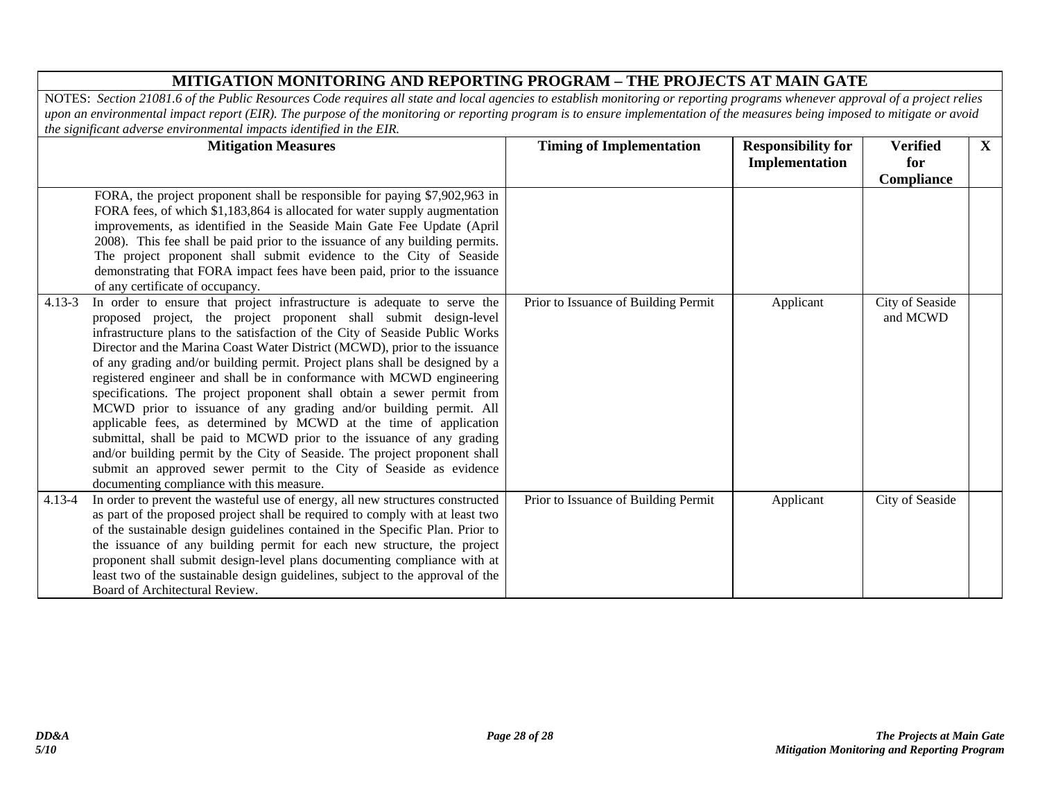## MITIGATION MONITORING AND REPORTING PROGRAM – THE PROJECTS AT MAIN GATE

NOTES: *Section 21081.6 of the Public Resources Code requires all state and local agencies to establish monitoring or reporting programs whenever approval of a project relies upon an environmental impact report (EIR). The purpose of the monitoring or reporting program is to ensure implementation of the measures being imposed to mitigate or avoid the significant adverse environmental impacts identified in the EIR.*

| | Mitigation Measures | Timing of Implementation | Responsibility for Implementation | Verified for Compliance | X |
|---|---|---|---|---|---|
| | FORA, the project proponent shall be responsible for paying $7,902,963 in FORA fees, of which $1,183,864 is allocated for water supply augmentation improvements, as identified in the Seaside Main Gate Fee Update (April 2008). This fee shall be paid prior to the issuance of any building permits. The project proponent shall submit evidence to the City of Seaside demonstrating that FORA impact fees have been paid, prior to the issuance of any certificate of occupancy. | | | | |
| 4.13-3 | In order to ensure that project infrastructure is adequate to serve the proposed project, the project proponent shall submit design-level infrastructure plans to the satisfaction of the City of Seaside Public Works Director and the Marina Coast Water District (MCWD), prior to the issuance of any grading and/or building permit. Project plans shall be designed by a registered engineer and shall be in conformance with MCWD engineering specifications. The project proponent shall obtain a sewer permit from MCWD prior to issuance of any grading and/or building permit. All applicable fees, as determined by MCWD at the time of application submittal, shall be paid to MCWD prior to the issuance of any grading and/or building permit by the City of Seaside. The project proponent shall submit an approved sewer permit to the City of Seaside as evidence documenting compliance with this measure. | Prior to Issuance of Building Permit | Applicant | City of Seaside and MCWD | |
| 4.13-4 | In order to prevent the wasteful use of energy, all new structures constructed as part of the proposed project shall be required to comply with at least two of the sustainable design guidelines contained in the Specific Plan. Prior to the issuance of any building permit for each new structure, the project proponent shall submit design-level plans documenting compliance with at least two of the sustainable design guidelines, subject to the approval of the Board of Architectural Review. | Prior to Issuance of Building Permit | Applicant | City of Seaside | |